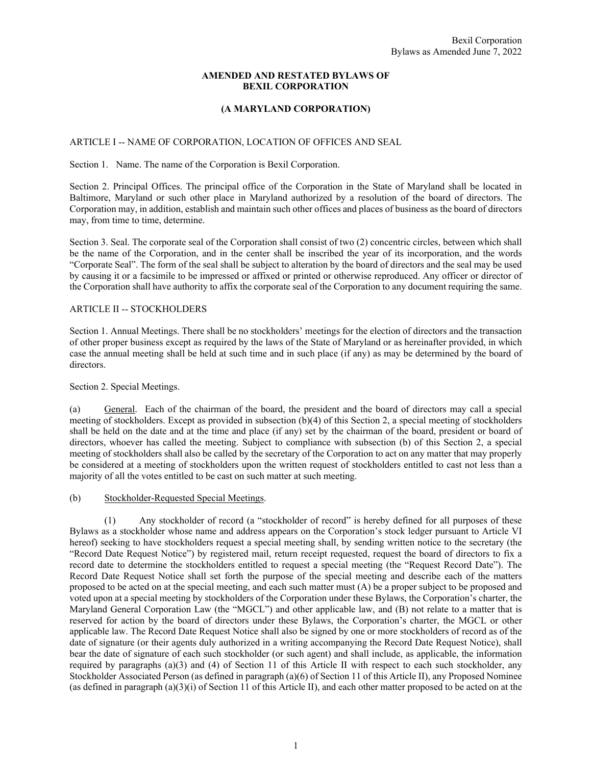# AMENDED AND RESTATED BYLAWS OF BEXIL CORPORATION

## (A MARYLAND CORPORATION)

### ARTICLE I -- NAME OF CORPORATION, LOCATION OF OFFICES AND SEAL

Section 1. Name. The name of the Corporation is Bexil Corporation.

Section 2. Principal Offices. The principal office of the Corporation in the State of Maryland shall be located in Baltimore, Maryland or such other place in Maryland authorized by a resolution of the board of directors. The Corporation may, in addition, establish and maintain such other offices and places of business as the board of directors may, from time to time, determine.

Section 3. Seal. The corporate seal of the Corporation shall consist of two (2) concentric circles, between which shall be the name of the Corporation, and in the center shall be inscribed the year of its incorporation, and the words "Corporate Seal". The form of the seal shall be subject to alteration by the board of directors and the seal may be used by causing it or a facsimile to be impressed or affixed or printed or otherwise reproduced. Any officer or director of the Corporation shall have authority to affix the corporate seal of the Corporation to any document requiring the same.

### ARTICLE II -- STOCKHOLDERS

Section 1. Annual Meetings. There shall be no stockholders' meetings for the election of directors and the transaction of other proper business except as required by the laws of the State of Maryland or as hereinafter provided, in which case the annual meeting shall be held at such time and in such place (if any) as may be determined by the board of directors.

Section 2. Special Meetings.

(a) General. Each of the chairman of the board, the president and the board of directors may call a special meeting of stockholders. Except as provided in subsection (b)(4) of this Section 2, a special meeting of stockholders shall be held on the date and at the time and place (if any) set by the chairman of the board, president or board of directors, whoever has called the meeting. Subject to compliance with subsection (b) of this Section 2, a special meeting of stockholders shall also be called by the secretary of the Corporation to act on any matter that may properly be considered at a meeting of stockholders upon the written request of stockholders entitled to cast not less than a majority of all the votes entitled to be cast on such matter at such meeting.

(b) Stockholder-Requested Special Meetings.

(1) Any stockholder of record (a "stockholder of record" is hereby defined for all purposes of these Bylaws as a stockholder whose name and address appears on the Corporation's stock ledger pursuant to Article VI hereof) seeking to have stockholders request a special meeting shall, by sending written notice to the secretary (the "Record Date Request Notice") by registered mail, return receipt requested, request the board of directors to fix a record date to determine the stockholders entitled to request a special meeting (the "Request Record Date"). The Record Date Request Notice shall set forth the purpose of the special meeting and describe each of the matters proposed to be acted on at the special meeting, and each such matter must (A) be a proper subject to be proposed and voted upon at a special meeting by stockholders of the Corporation under these Bylaws, the Corporation's charter, the Maryland General Corporation Law (the "MGCL") and other applicable law, and (B) not relate to a matter that is reserved for action by the board of directors under these Bylaws, the Corporation's charter, the MGCL or other applicable law. The Record Date Request Notice shall also be signed by one or more stockholders of record as of the date of signature (or their agents duly authorized in a writing accompanying the Record Date Request Notice), shall bear the date of signature of each such stockholder (or such agent) and shall include, as applicable, the information required by paragraphs (a)(3) and (4) of Section 11 of this Article II with respect to each such stockholder, any Stockholder Associated Person (as defined in paragraph (a)(6) of Section 11 of this Article II), any Proposed Nominee (as defined in paragraph (a)(3)(i) of Section 11 of this Article II), and each other matter proposed to be acted on at the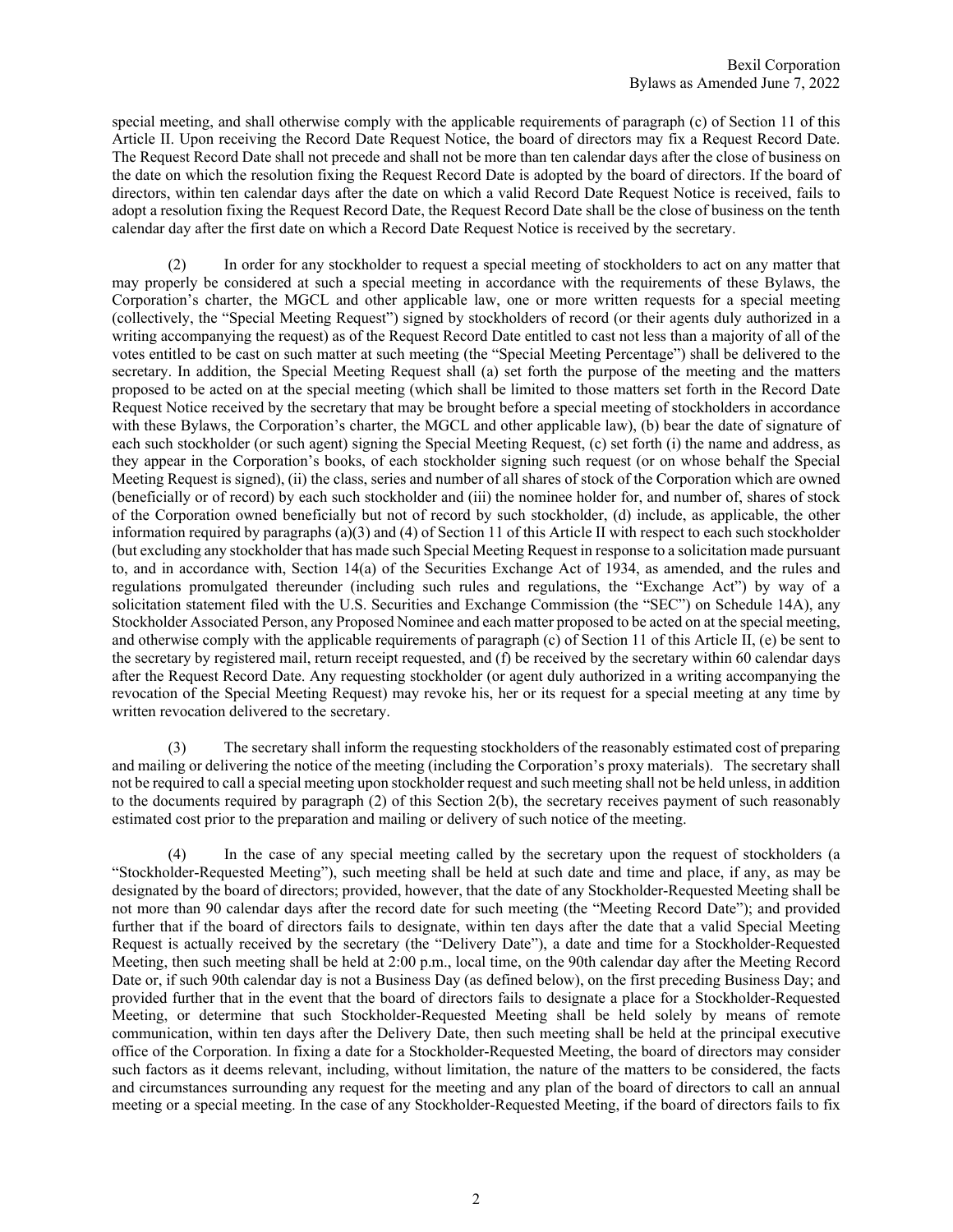special meeting, and shall otherwise comply with the applicable requirements of paragraph (c) of Section 11 of this Article II. Upon receiving the Record Date Request Notice, the board of directors may fix a Request Record Date. The Request Record Date shall not precede and shall not be more than ten calendar days after the close of business on the date on which the resolution fixing the Request Record Date is adopted by the board of directors. If the board of directors, within ten calendar days after the date on which a valid Record Date Request Notice is received, fails to adopt a resolution fixing the Request Record Date, the Request Record Date shall be the close of business on the tenth calendar day after the first date on which a Record Date Request Notice is received by the secretary.

(2) In order for any stockholder to request a special meeting of stockholders to act on any matter that may properly be considered at such a special meeting in accordance with the requirements of these Bylaws, the Corporation's charter, the MGCL and other applicable law, one or more written requests for a special meeting (collectively, the "Special Meeting Request") signed by stockholders of record (or their agents duly authorized in a writing accompanying the request) as of the Request Record Date entitled to cast not less than a majority of all of the votes entitled to be cast on such matter at such meeting (the "Special Meeting Percentage") shall be delivered to the secretary. In addition, the Special Meeting Request shall (a) set forth the purpose of the meeting and the matters proposed to be acted on at the special meeting (which shall be limited to those matters set forth in the Record Date Request Notice received by the secretary that may be brought before a special meeting of stockholders in accordance with these Bylaws, the Corporation's charter, the MGCL and other applicable law), (b) bear the date of signature of each such stockholder (or such agent) signing the Special Meeting Request, (c) set forth (i) the name and address, as they appear in the Corporation's books, of each stockholder signing such request (or on whose behalf the Special Meeting Request is signed), (ii) the class, series and number of all shares of stock of the Corporation which are owned (beneficially or of record) by each such stockholder and (iii) the nominee holder for, and number of, shares of stock of the Corporation owned beneficially but not of record by such stockholder, (d) include, as applicable, the other information required by paragraphs (a)(3) and (4) of Section 11 of this Article II with respect to each such stockholder (but excluding any stockholder that has made such Special Meeting Request in response to a solicitation made pursuant to, and in accordance with, Section 14(a) of the Securities Exchange Act of 1934, as amended, and the rules and regulations promulgated thereunder (including such rules and regulations, the "Exchange Act") by way of a solicitation statement filed with the U.S. Securities and Exchange Commission (the "SEC") on Schedule 14A), any Stockholder Associated Person, any Proposed Nominee and each matter proposed to be acted on at the special meeting, and otherwise comply with the applicable requirements of paragraph (c) of Section 11 of this Article II, (e) be sent to the secretary by registered mail, return receipt requested, and (f) be received by the secretary within 60 calendar days after the Request Record Date. Any requesting stockholder (or agent duly authorized in a writing accompanying the revocation of the Special Meeting Request) may revoke his, her or its request for a special meeting at any time by written revocation delivered to the secretary.

(3) The secretary shall inform the requesting stockholders of the reasonably estimated cost of preparing and mailing or delivering the notice of the meeting (including the Corporation's proxy materials). The secretary shall not be required to call a special meeting upon stockholder request and such meeting shall not be held unless, in addition to the documents required by paragraph (2) of this Section 2(b), the secretary receives payment of such reasonably estimated cost prior to the preparation and mailing or delivery of such notice of the meeting.

(4) In the case of any special meeting called by the secretary upon the request of stockholders (a "Stockholder-Requested Meeting"), such meeting shall be held at such date and time and place, if any, as may be designated by the board of directors; provided, however, that the date of any Stockholder-Requested Meeting shall be not more than 90 calendar days after the record date for such meeting (the "Meeting Record Date"); and provided further that if the board of directors fails to designate, within ten days after the date that a valid Special Meeting Request is actually received by the secretary (the "Delivery Date"), a date and time for a Stockholder-Requested Meeting, then such meeting shall be held at 2:00 p.m., local time, on the 90th calendar day after the Meeting Record Date or, if such 90th calendar day is not a Business Day (as defined below), on the first preceding Business Day; and provided further that in the event that the board of directors fails to designate a place for a Stockholder-Requested Meeting, or determine that such Stockholder-Requested Meeting shall be held solely by means of remote communication, within ten days after the Delivery Date, then such meeting shall be held at the principal executive office of the Corporation. In fixing a date for a Stockholder-Requested Meeting, the board of directors may consider such factors as it deems relevant, including, without limitation, the nature of the matters to be considered, the facts and circumstances surrounding any request for the meeting and any plan of the board of directors to call an annual meeting or a special meeting. In the case of any Stockholder-Requested Meeting, if the board of directors fails to fix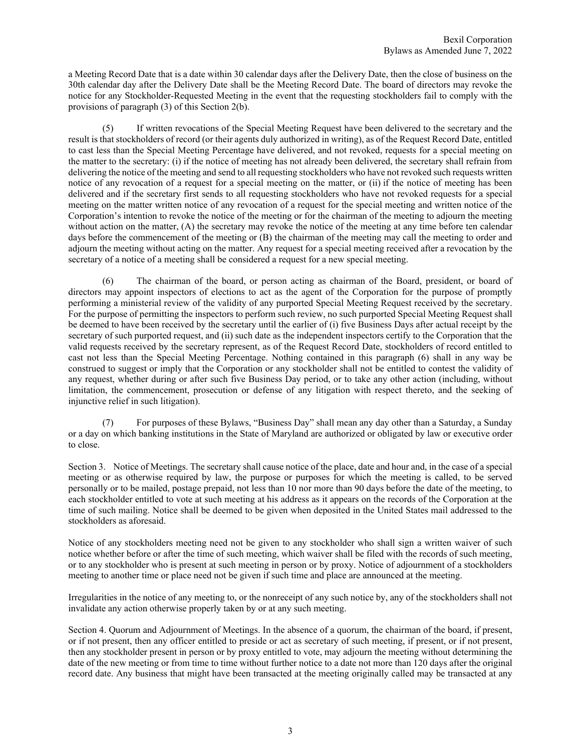a Meeting Record Date that is a date within 30 calendar days after the Delivery Date, then the close of business on the 30th calendar day after the Delivery Date shall be the Meeting Record Date. The board of directors may revoke the notice for any Stockholder-Requested Meeting in the event that the requesting stockholders fail to comply with the provisions of paragraph (3) of this Section 2(b).

(5) If written revocations of the Special Meeting Request have been delivered to the secretary and the result is that stockholders of record (or their agents duly authorized in writing), as of the Request Record Date, entitled to cast less than the Special Meeting Percentage have delivered, and not revoked, requests for a special meeting on the matter to the secretary: (i) if the notice of meeting has not already been delivered, the secretary shall refrain from delivering the notice of the meeting and send to all requesting stockholders who have not revoked such requests written notice of any revocation of a request for a special meeting on the matter, or (ii) if the notice of meeting has been delivered and if the secretary first sends to all requesting stockholders who have not revoked requests for a special meeting on the matter written notice of any revocation of a request for the special meeting and written notice of the Corporation's intention to revoke the notice of the meeting or for the chairman of the meeting to adjourn the meeting without action on the matter, (A) the secretary may revoke the notice of the meeting at any time before ten calendar days before the commencement of the meeting or (B) the chairman of the meeting may call the meeting to order and adjourn the meeting without acting on the matter. Any request for a special meeting received after a revocation by the secretary of a notice of a meeting shall be considered a request for a new special meeting.

(6) The chairman of the board, or person acting as chairman of the Board, president, or board of directors may appoint inspectors of elections to act as the agent of the Corporation for the purpose of promptly performing a ministerial review of the validity of any purported Special Meeting Request received by the secretary. For the purpose of permitting the inspectors to perform such review, no such purported Special Meeting Request shall be deemed to have been received by the secretary until the earlier of (i) five Business Days after actual receipt by the secretary of such purported request, and (ii) such date as the independent inspectors certify to the Corporation that the valid requests received by the secretary represent, as of the Request Record Date, stockholders of record entitled to cast not less than the Special Meeting Percentage. Nothing contained in this paragraph (6) shall in any way be construed to suggest or imply that the Corporation or any stockholder shall not be entitled to contest the validity of any request, whether during or after such five Business Day period, or to take any other action (including, without limitation, the commencement, prosecution or defense of any litigation with respect thereto, and the seeking of injunctive relief in such litigation).

(7) For purposes of these Bylaws, "Business Day" shall mean any day other than a Saturday, a Sunday or a day on which banking institutions in the State of Maryland are authorized or obligated by law or executive order to close.

Section 3. Notice of Meetings. The secretary shall cause notice of the place, date and hour and, in the case of a special meeting or as otherwise required by law, the purpose or purposes for which the meeting is called, to be served personally or to be mailed, postage prepaid, not less than 10 nor more than 90 days before the date of the meeting, to each stockholder entitled to vote at such meeting at his address as it appears on the records of the Corporation at the time of such mailing. Notice shall be deemed to be given when deposited in the United States mail addressed to the stockholders as aforesaid.

Notice of any stockholders meeting need not be given to any stockholder who shall sign a written waiver of such notice whether before or after the time of such meeting, which waiver shall be filed with the records of such meeting, or to any stockholder who is present at such meeting in person or by proxy. Notice of adjournment of a stockholders meeting to another time or place need not be given if such time and place are announced at the meeting.

Irregularities in the notice of any meeting to, or the nonreceipt of any such notice by, any of the stockholders shall not invalidate any action otherwise properly taken by or at any such meeting.

Section 4. Quorum and Adjournment of Meetings. In the absence of a quorum, the chairman of the board, if present, or if not present, then any officer entitled to preside or act as secretary of such meeting, if present, or if not present, then any stockholder present in person or by proxy entitled to vote, may adjourn the meeting without determining the date of the new meeting or from time to time without further notice to a date not more than 120 days after the original record date. Any business that might have been transacted at the meeting originally called may be transacted at any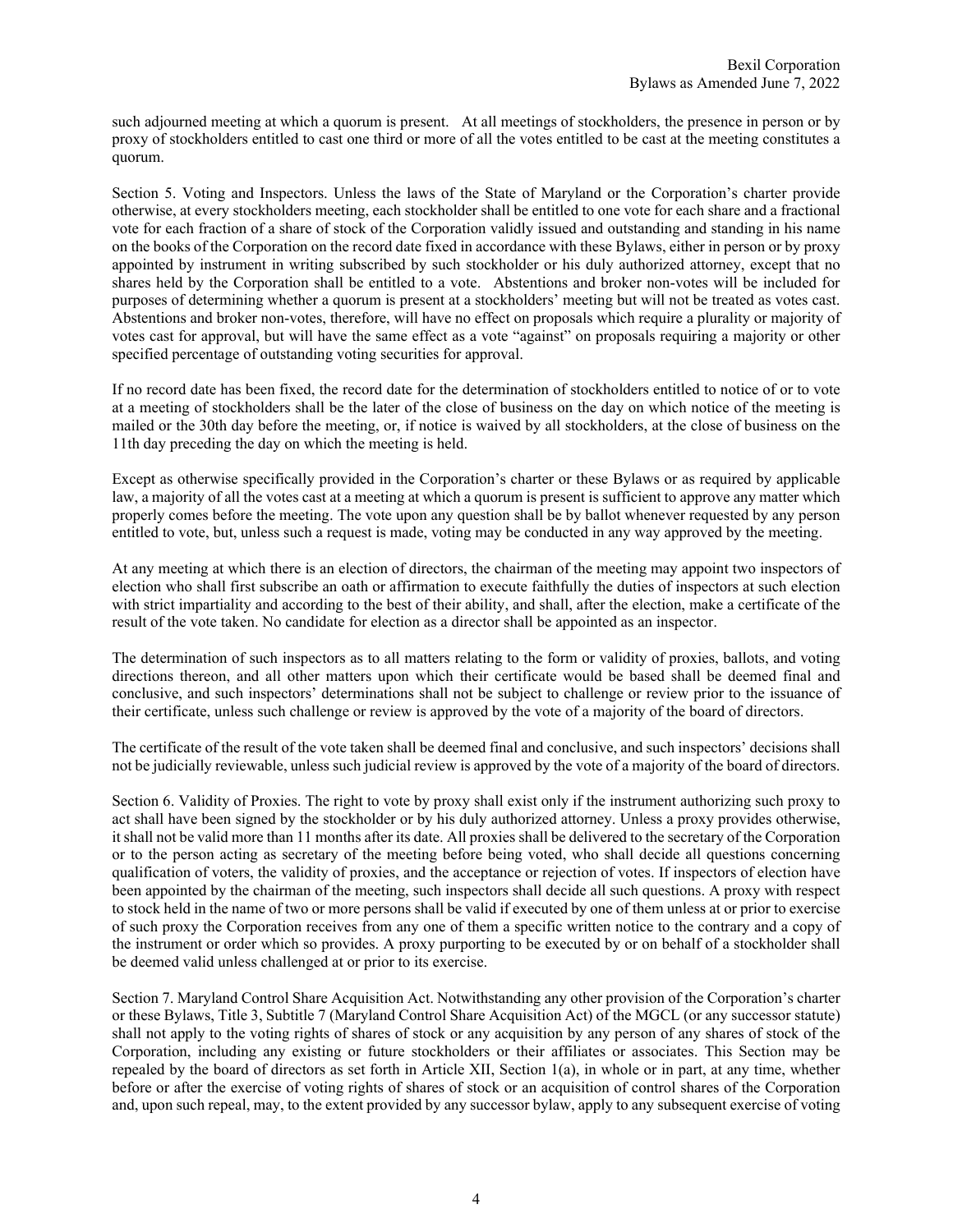such adjourned meeting at which a quorum is present. At all meetings of stockholders, the presence in person or by proxy of stockholders entitled to cast one third or more of all the votes entitled to be cast at the meeting constitutes a quorum.

Section 5. Voting and Inspectors. Unless the laws of the State of Maryland or the Corporation's charter provide otherwise, at every stockholders meeting, each stockholder shall be entitled to one vote for each share and a fractional vote for each fraction of a share of stock of the Corporation validly issued and outstanding and standing in his name on the books of the Corporation on the record date fixed in accordance with these Bylaws, either in person or by proxy appointed by instrument in writing subscribed by such stockholder or his duly authorized attorney, except that no shares held by the Corporation shall be entitled to a vote. Abstentions and broker non-votes will be included for purposes of determining whether a quorum is present at a stockholders' meeting but will not be treated as votes cast. Abstentions and broker non-votes, therefore, will have no effect on proposals which require a plurality or majority of votes cast for approval, but will have the same effect as a vote "against" on proposals requiring a majority or other specified percentage of outstanding voting securities for approval.

If no record date has been fixed, the record date for the determination of stockholders entitled to notice of or to vote at a meeting of stockholders shall be the later of the close of business on the day on which notice of the meeting is mailed or the 30th day before the meeting, or, if notice is waived by all stockholders, at the close of business on the 11th day preceding the day on which the meeting is held.

Except as otherwise specifically provided in the Corporation's charter or these Bylaws or as required by applicable law, a majority of all the votes cast at a meeting at which a quorum is present is sufficient to approve any matter which properly comes before the meeting. The vote upon any question shall be by ballot whenever requested by any person entitled to vote, but, unless such a request is made, voting may be conducted in any way approved by the meeting.

At any meeting at which there is an election of directors, the chairman of the meeting may appoint two inspectors of election who shall first subscribe an oath or affirmation to execute faithfully the duties of inspectors at such election with strict impartiality and according to the best of their ability, and shall, after the election, make a certificate of the result of the vote taken. No candidate for election as a director shall be appointed as an inspector.

The determination of such inspectors as to all matters relating to the form or validity of proxies, ballots, and voting directions thereon, and all other matters upon which their certificate would be based shall be deemed final and conclusive, and such inspectors' determinations shall not be subject to challenge or review prior to the issuance of their certificate, unless such challenge or review is approved by the vote of a majority of the board of directors.

The certificate of the result of the vote taken shall be deemed final and conclusive, and such inspectors' decisions shall not be judicially reviewable, unless such judicial review is approved by the vote of a majority of the board of directors.

Section 6. Validity of Proxies. The right to vote by proxy shall exist only if the instrument authorizing such proxy to act shall have been signed by the stockholder or by his duly authorized attorney. Unless a proxy provides otherwise, it shall not be valid more than 11 months after its date. All proxies shall be delivered to the secretary of the Corporation or to the person acting as secretary of the meeting before being voted, who shall decide all questions concerning qualification of voters, the validity of proxies, and the acceptance or rejection of votes. If inspectors of election have been appointed by the chairman of the meeting, such inspectors shall decide all such questions. A proxy with respect to stock held in the name of two or more persons shall be valid if executed by one of them unless at or prior to exercise of such proxy the Corporation receives from any one of them a specific written notice to the contrary and a copy of the instrument or order which so provides. A proxy purporting to be executed by or on behalf of a stockholder shall be deemed valid unless challenged at or prior to its exercise.

Section 7. Maryland Control Share Acquisition Act. Notwithstanding any other provision of the Corporation's charter or these Bylaws, Title 3, Subtitle 7 (Maryland Control Share Acquisition Act) of the MGCL (or any successor statute) shall not apply to the voting rights of shares of stock or any acquisition by any person of any shares of stock of the Corporation, including any existing or future stockholders or their affiliates or associates. This Section may be repealed by the board of directors as set forth in Article XII, Section 1(a), in whole or in part, at any time, whether before or after the exercise of voting rights of shares of stock or an acquisition of control shares of the Corporation and, upon such repeal, may, to the extent provided by any successor bylaw, apply to any subsequent exercise of voting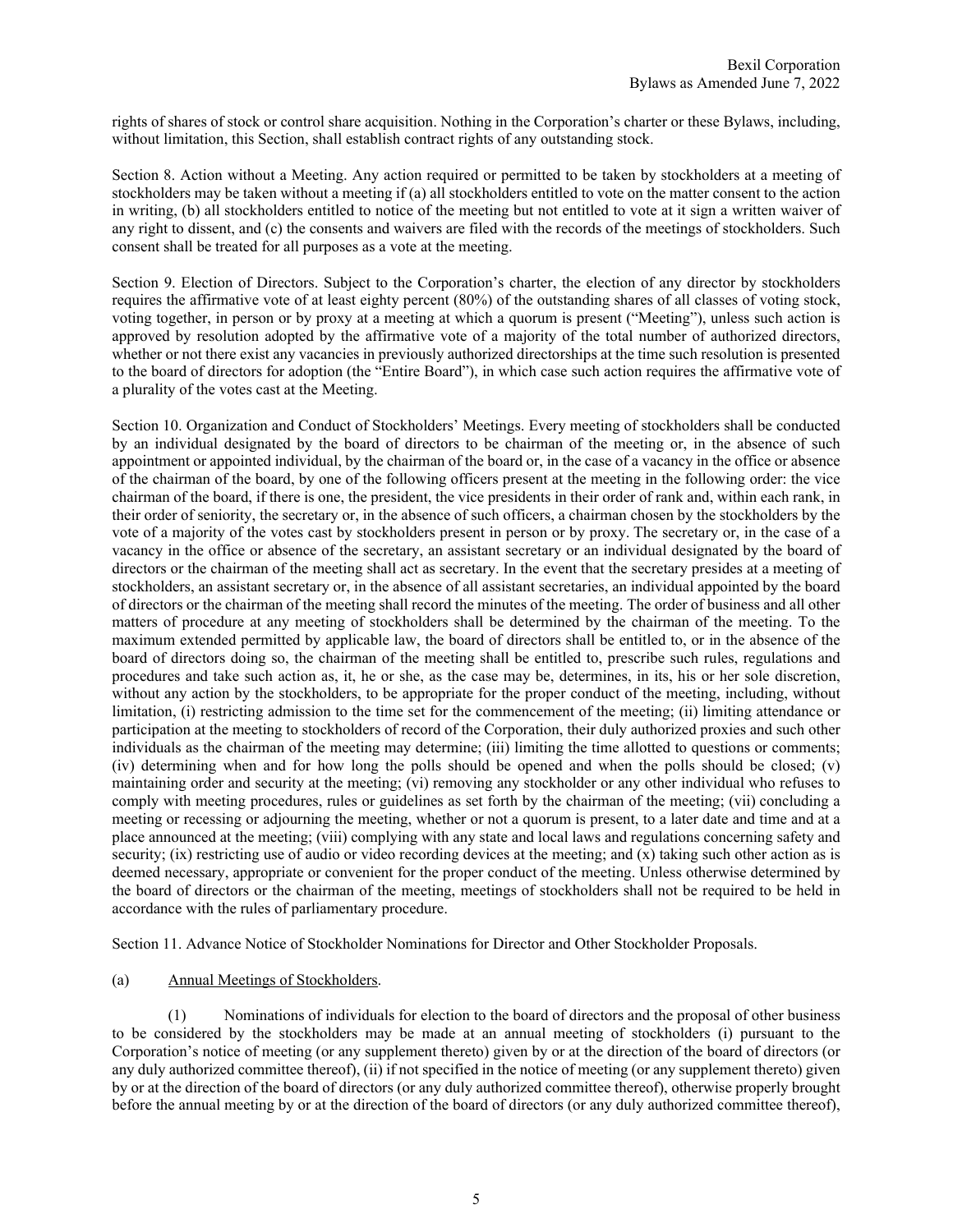rights of shares of stock or control share acquisition. Nothing in the Corporation's charter or these Bylaws, including, without limitation, this Section, shall establish contract rights of any outstanding stock.

Section 8. Action without a Meeting. Any action required or permitted to be taken by stockholders at a meeting of stockholders may be taken without a meeting if (a) all stockholders entitled to vote on the matter consent to the action in writing, (b) all stockholders entitled to notice of the meeting but not entitled to vote at it sign a written waiver of any right to dissent, and (c) the consents and waivers are filed with the records of the meetings of stockholders. Such consent shall be treated for all purposes as a vote at the meeting.

Section 9. Election of Directors. Subject to the Corporation's charter, the election of any director by stockholders requires the affirmative vote of at least eighty percent (80%) of the outstanding shares of all classes of voting stock, voting together, in person or by proxy at a meeting at which a quorum is present ("Meeting"), unless such action is approved by resolution adopted by the affirmative vote of a majority of the total number of authorized directors, whether or not there exist any vacancies in previously authorized directorships at the time such resolution is presented to the board of directors for adoption (the "Entire Board"), in which case such action requires the affirmative vote of a plurality of the votes cast at the Meeting.

Section 10. Organization and Conduct of Stockholders' Meetings. Every meeting of stockholders shall be conducted by an individual designated by the board of directors to be chairman of the meeting or, in the absence of such appointment or appointed individual, by the chairman of the board or, in the case of a vacancy in the office or absence of the chairman of the board, by one of the following officers present at the meeting in the following order: the vice chairman of the board, if there is one, the president, the vice presidents in their order of rank and, within each rank, in their order of seniority, the secretary or, in the absence of such officers, a chairman chosen by the stockholders by the vote of a majority of the votes cast by stockholders present in person or by proxy. The secretary or, in the case of a vacancy in the office or absence of the secretary, an assistant secretary or an individual designated by the board of directors or the chairman of the meeting shall act as secretary. In the event that the secretary presides at a meeting of stockholders, an assistant secretary or, in the absence of all assistant secretaries, an individual appointed by the board of directors or the chairman of the meeting shall record the minutes of the meeting. The order of business and all other matters of procedure at any meeting of stockholders shall be determined by the chairman of the meeting. To the maximum extended permitted by applicable law, the board of directors shall be entitled to, or in the absence of the board of directors doing so, the chairman of the meeting shall be entitled to, prescribe such rules, regulations and procedures and take such action as, it, he or she, as the case may be, determines, in its, his or her sole discretion, without any action by the stockholders, to be appropriate for the proper conduct of the meeting, including, without limitation, (i) restricting admission to the time set for the commencement of the meeting; (ii) limiting attendance or participation at the meeting to stockholders of record of the Corporation, their duly authorized proxies and such other individuals as the chairman of the meeting may determine; (iii) limiting the time allotted to questions or comments; (iv) determining when and for how long the polls should be opened and when the polls should be closed; (v) maintaining order and security at the meeting; (vi) removing any stockholder or any other individual who refuses to comply with meeting procedures, rules or guidelines as set forth by the chairman of the meeting; (vii) concluding a meeting or recessing or adjourning the meeting, whether or not a quorum is present, to a later date and time and at a place announced at the meeting; (viii) complying with any state and local laws and regulations concerning safety and security; (ix) restricting use of audio or video recording devices at the meeting; and (x) taking such other action as is deemed necessary, appropriate or convenient for the proper conduct of the meeting. Unless otherwise determined by the board of directors or the chairman of the meeting, meetings of stockholders shall not be required to be held in accordance with the rules of parliamentary procedure.

Section 11. Advance Notice of Stockholder Nominations for Director and Other Stockholder Proposals.

(a) Annual Meetings of Stockholders.

(1) Nominations of individuals for election to the board of directors and the proposal of other business to be considered by the stockholders may be made at an annual meeting of stockholders (i) pursuant to the Corporation's notice of meeting (or any supplement thereto) given by or at the direction of the board of directors (or any duly authorized committee thereof), (ii) if not specified in the notice of meeting (or any supplement thereto) given by or at the direction of the board of directors (or any duly authorized committee thereof), otherwise properly brought before the annual meeting by or at the direction of the board of directors (or any duly authorized committee thereof),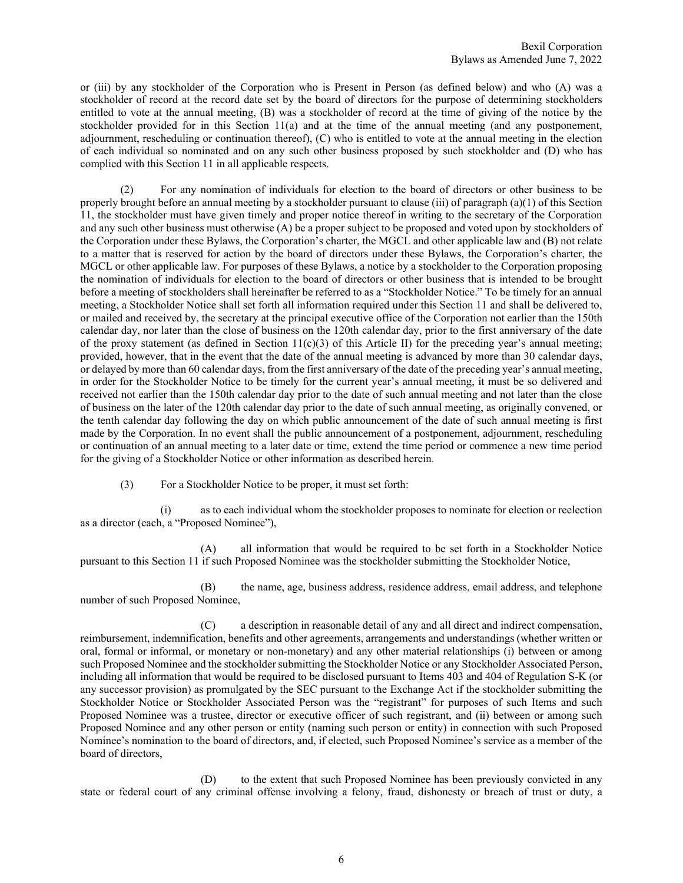or (iii) by any stockholder of the Corporation who is Present in Person (as defined below) and who (A) was a stockholder of record at the record date set by the board of directors for the purpose of determining stockholders entitled to vote at the annual meeting, (B) was a stockholder of record at the time of giving of the notice by the stockholder provided for in this Section 11(a) and at the time of the annual meeting (and any postponement, adjournment, rescheduling or continuation thereof), (C) who is entitled to vote at the annual meeting in the election of each individual so nominated and on any such other business proposed by such stockholder and (D) who has complied with this Section 11 in all applicable respects.

(2) For any nomination of individuals for election to the board of directors or other business to be properly brought before an annual meeting by a stockholder pursuant to clause (iii) of paragraph (a)(1) of this Section 11, the stockholder must have given timely and proper notice thereof in writing to the secretary of the Corporation and any such other business must otherwise (A) be a proper subject to be proposed and voted upon by stockholders of the Corporation under these Bylaws, the Corporation's charter, the MGCL and other applicable law and (B) not relate to a matter that is reserved for action by the board of directors under these Bylaws, the Corporation's charter, the MGCL or other applicable law. For purposes of these Bylaws, a notice by a stockholder to the Corporation proposing the nomination of individuals for election to the board of directors or other business that is intended to be brought before a meeting of stockholders shall hereinafter be referred to as a "Stockholder Notice." To be timely for an annual meeting, a Stockholder Notice shall set forth all information required under this Section 11 and shall be delivered to, or mailed and received by, the secretary at the principal executive office of the Corporation not earlier than the 150th calendar day, nor later than the close of business on the 120th calendar day, prior to the first anniversary of the date of the proxy statement (as defined in Section 11(c)(3) of this Article II) for the preceding year's annual meeting; provided, however, that in the event that the date of the annual meeting is advanced by more than 30 calendar days, or delayed by more than 60 calendar days, from the first anniversary of the date of the preceding year's annual meeting, in order for the Stockholder Notice to be timely for the current year's annual meeting, it must be so delivered and received not earlier than the 150th calendar day prior to the date of such annual meeting and not later than the close of business on the later of the 120th calendar day prior to the date of such annual meeting, as originally convened, or the tenth calendar day following the day on which public announcement of the date of such annual meeting is first made by the Corporation. In no event shall the public announcement of a postponement, adjournment, rescheduling or continuation of an annual meeting to a later date or time, extend the time period or commence a new time period for the giving of a Stockholder Notice or other information as described herein.

(3) For a Stockholder Notice to be proper, it must set forth:

(i) as to each individual whom the stockholder proposes to nominate for election or reelection as a director (each, a "Proposed Nominee"),

(A) all information that would be required to be set forth in a Stockholder Notice pursuant to this Section 11 if such Proposed Nominee was the stockholder submitting the Stockholder Notice,

(B) the name, age, business address, residence address, email address, and telephone number of such Proposed Nominee,

(C) a description in reasonable detail of any and all direct and indirect compensation, reimbursement, indemnification, benefits and other agreements, arrangements and understandings (whether written or oral, formal or informal, or monetary or non-monetary) and any other material relationships (i) between or among such Proposed Nominee and the stockholder submitting the Stockholder Notice or any Stockholder Associated Person, including all information that would be required to be disclosed pursuant to Items 403 and 404 of Regulation S-K (or any successor provision) as promulgated by the SEC pursuant to the Exchange Act if the stockholder submitting the Stockholder Notice or Stockholder Associated Person was the "registrant" for purposes of such Items and such Proposed Nominee was a trustee, director or executive officer of such registrant, and (ii) between or among such Proposed Nominee and any other person or entity (naming such person or entity) in connection with such Proposed Nominee's nomination to the board of directors, and, if elected, such Proposed Nominee's service as a member of the board of directors,

(D) to the extent that such Proposed Nominee has been previously convicted in any state or federal court of any criminal offense involving a felony, fraud, dishonesty or breach of trust or duty, a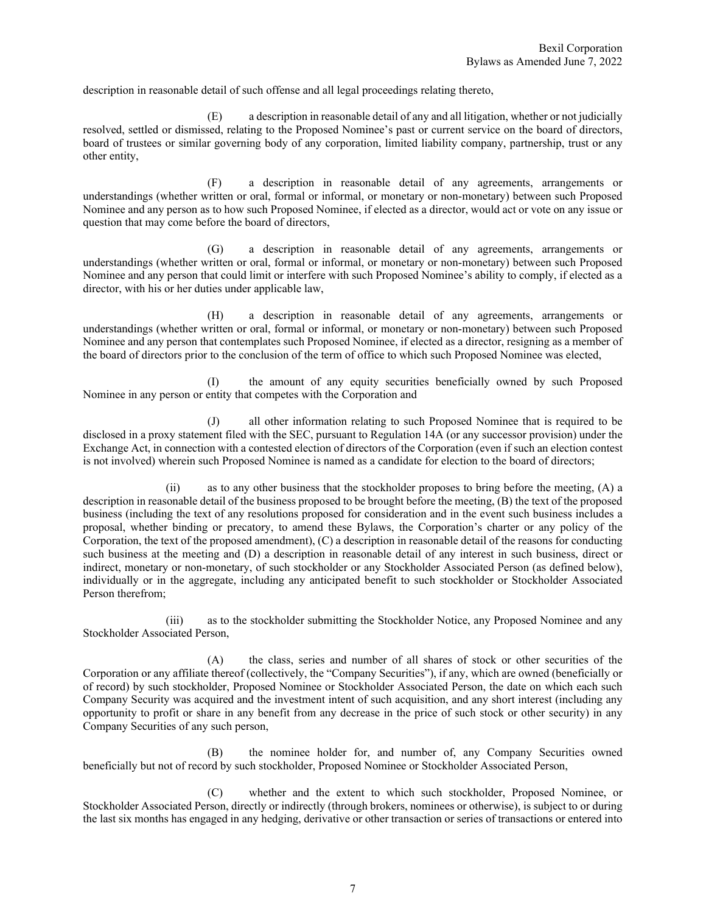description in reasonable detail of such offense and all legal proceedings relating thereto,

(E) a description in reasonable detail of any and all litigation, whether or not judicially resolved, settled or dismissed, relating to the Proposed Nominee's past or current service on the board of directors, board of trustees or similar governing body of any corporation, limited liability company, partnership, trust or any other entity,

(F) a description in reasonable detail of any agreements, arrangements or understandings (whether written or oral, formal or informal, or monetary or non-monetary) between such Proposed Nominee and any person as to how such Proposed Nominee, if elected as a director, would act or vote on any issue or question that may come before the board of directors,

(G) a description in reasonable detail of any agreements, arrangements or understandings (whether written or oral, formal or informal, or monetary or non-monetary) between such Proposed Nominee and any person that could limit or interfere with such Proposed Nominee's ability to comply, if elected as a director, with his or her duties under applicable law,

(H) a description in reasonable detail of any agreements, arrangements or understandings (whether written or oral, formal or informal, or monetary or non-monetary) between such Proposed Nominee and any person that contemplates such Proposed Nominee, if elected as a director, resigning as a member of the board of directors prior to the conclusion of the term of office to which such Proposed Nominee was elected,

(I) the amount of any equity securities beneficially owned by such Proposed Nominee in any person or entity that competes with the Corporation and

(J) all other information relating to such Proposed Nominee that is required to be disclosed in a proxy statement filed with the SEC, pursuant to Regulation 14A (or any successor provision) under the Exchange Act, in connection with a contested election of directors of the Corporation (even if such an election contest is not involved) wherein such Proposed Nominee is named as a candidate for election to the board of directors;

(ii) as to any other business that the stockholder proposes to bring before the meeting, (A) a description in reasonable detail of the business proposed to be brought before the meeting, (B) the text of the proposed business (including the text of any resolutions proposed for consideration and in the event such business includes a proposal, whether binding or precatory, to amend these Bylaws, the Corporation's charter or any policy of the Corporation, the text of the proposed amendment), (C) a description in reasonable detail of the reasons for conducting such business at the meeting and (D) a description in reasonable detail of any interest in such business, direct or indirect, monetary or non-monetary, of such stockholder or any Stockholder Associated Person (as defined below), individually or in the aggregate, including any anticipated benefit to such stockholder or Stockholder Associated Person therefrom;

(iii) as to the stockholder submitting the Stockholder Notice, any Proposed Nominee and any Stockholder Associated Person,

(A) the class, series and number of all shares of stock or other securities of the Corporation or any affiliate thereof (collectively, the "Company Securities"), if any, which are owned (beneficially or of record) by such stockholder, Proposed Nominee or Stockholder Associated Person, the date on which each such Company Security was acquired and the investment intent of such acquisition, and any short interest (including any opportunity to profit or share in any benefit from any decrease in the price of such stock or other security) in any Company Securities of any such person,

(B) the nominee holder for, and number of, any Company Securities owned beneficially but not of record by such stockholder, Proposed Nominee or Stockholder Associated Person,

(C) whether and the extent to which such stockholder, Proposed Nominee, or Stockholder Associated Person, directly or indirectly (through brokers, nominees or otherwise), is subject to or during the last six months has engaged in any hedging, derivative or other transaction or series of transactions or entered into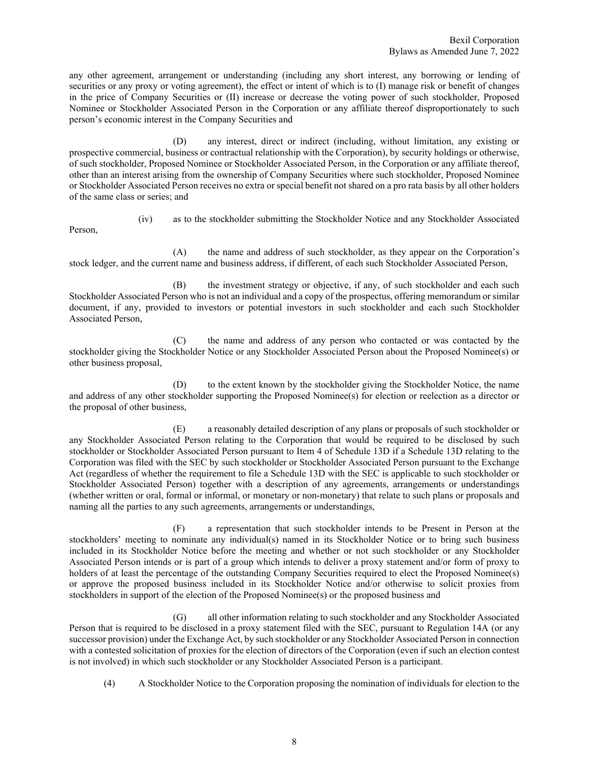any other agreement, arrangement or understanding (including any short interest, any borrowing or lending of securities or any proxy or voting agreement), the effect or intent of which is to (I) manage risk or benefit of changes in the price of Company Securities or (II) increase or decrease the voting power of such stockholder, Proposed Nominee or Stockholder Associated Person in the Corporation or any affiliate thereof disproportionately to such person's economic interest in the Company Securities and

(D) any interest, direct or indirect (including, without limitation, any existing or prospective commercial, business or contractual relationship with the Corporation), by security holdings or otherwise, of such stockholder, Proposed Nominee or Stockholder Associated Person, in the Corporation or any affiliate thereof, other than an interest arising from the ownership of Company Securities where such stockholder, Proposed Nominee or Stockholder Associated Person receives no extra or special benefit not shared on a pro rata basis by all other holders of the same class or series; and

(iv) as to the stockholder submitting the Stockholder Notice and any Stockholder Associated Person,

(A) the name and address of such stockholder, as they appear on the Corporation's stock ledger, and the current name and business address, if different, of each such Stockholder Associated Person,

(B) the investment strategy or objective, if any, of such stockholder and each such Stockholder Associated Person who is not an individual and a copy of the prospectus, offering memorandum or similar document, if any, provided to investors or potential investors in such stockholder and each such Stockholder Associated Person,

(C) the name and address of any person who contacted or was contacted by the stockholder giving the Stockholder Notice or any Stockholder Associated Person about the Proposed Nominee(s) or other business proposal,

(D) to the extent known by the stockholder giving the Stockholder Notice, the name and address of any other stockholder supporting the Proposed Nominee(s) for election or reelection as a director or the proposal of other business,

(E) a reasonably detailed description of any plans or proposals of such stockholder or any Stockholder Associated Person relating to the Corporation that would be required to be disclosed by such stockholder or Stockholder Associated Person pursuant to Item 4 of Schedule 13D if a Schedule 13D relating to the Corporation was filed with the SEC by such stockholder or Stockholder Associated Person pursuant to the Exchange Act (regardless of whether the requirement to file a Schedule 13D with the SEC is applicable to such stockholder or Stockholder Associated Person) together with a description of any agreements, arrangements or understandings (whether written or oral, formal or informal, or monetary or non-monetary) that relate to such plans or proposals and naming all the parties to any such agreements, arrangements or understandings,

(F) a representation that such stockholder intends to be Present in Person at the stockholders' meeting to nominate any individual(s) named in its Stockholder Notice or to bring such business included in its Stockholder Notice before the meeting and whether or not such stockholder or any Stockholder Associated Person intends or is part of a group which intends to deliver a proxy statement and/or form of proxy to holders of at least the percentage of the outstanding Company Securities required to elect the Proposed Nominee(s) or approve the proposed business included in its Stockholder Notice and/or otherwise to solicit proxies from stockholders in support of the election of the Proposed Nominee(s) or the proposed business and

(G) all other information relating to such stockholder and any Stockholder Associated Person that is required to be disclosed in a proxy statement filed with the SEC, pursuant to Regulation 14A (or any successor provision) under the Exchange Act, by such stockholder or any Stockholder Associated Person in connection with a contested solicitation of proxies for the election of directors of the Corporation (even if such an election contest is not involved) in which such stockholder or any Stockholder Associated Person is a participant.

(4) A Stockholder Notice to the Corporation proposing the nomination of individuals for election to the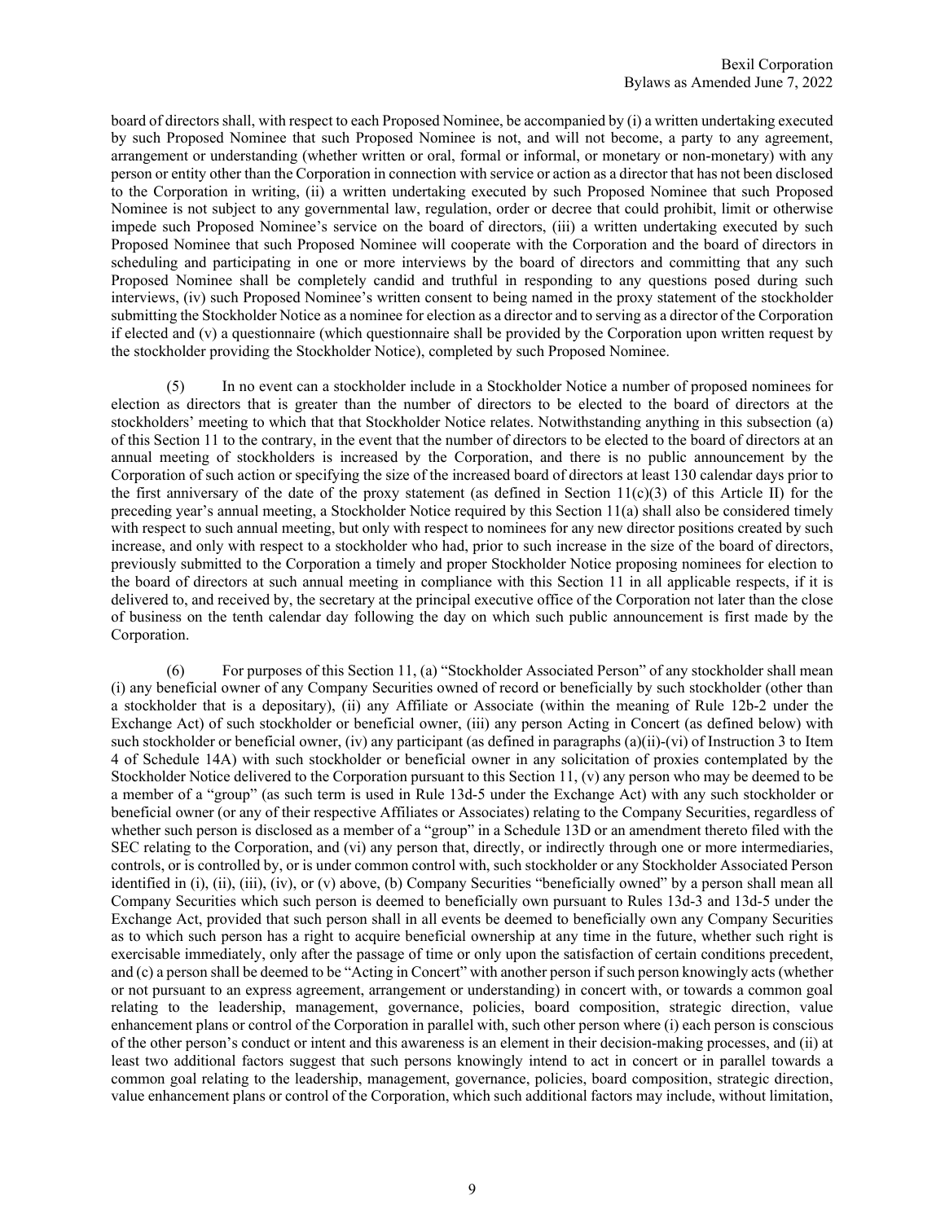board of directors shall, with respect to each Proposed Nominee, be accompanied by (i) a written undertaking executed by such Proposed Nominee that such Proposed Nominee is not, and will not become, a party to any agreement, arrangement or understanding (whether written or oral, formal or informal, or monetary or non-monetary) with any person or entity other than the Corporation in connection with service or action as a director that has not been disclosed to the Corporation in writing, (ii) a written undertaking executed by such Proposed Nominee that such Proposed Nominee is not subject to any governmental law, regulation, order or decree that could prohibit, limit or otherwise impede such Proposed Nominee's service on the board of directors, (iii) a written undertaking executed by such Proposed Nominee that such Proposed Nominee will cooperate with the Corporation and the board of directors in scheduling and participating in one or more interviews by the board of directors and committing that any such Proposed Nominee shall be completely candid and truthful in responding to any questions posed during such interviews, (iv) such Proposed Nominee's written consent to being named in the proxy statement of the stockholder submitting the Stockholder Notice as a nominee for election as a director and to serving as a director of the Corporation if elected and (v) a questionnaire (which questionnaire shall be provided by the Corporation upon written request by the stockholder providing the Stockholder Notice), completed by such Proposed Nominee.

(5) In no event can a stockholder include in a Stockholder Notice a number of proposed nominees for election as directors that is greater than the number of directors to be elected to the board of directors at the stockholders' meeting to which that that Stockholder Notice relates. Notwithstanding anything in this subsection (a) of this Section 11 to the contrary, in the event that the number of directors to be elected to the board of directors at an annual meeting of stockholders is increased by the Corporation, and there is no public announcement by the Corporation of such action or specifying the size of the increased board of directors at least 130 calendar days prior to the first anniversary of the date of the proxy statement (as defined in Section 11(c)(3) of this Article II) for the preceding year's annual meeting, a Stockholder Notice required by this Section 11(a) shall also be considered timely with respect to such annual meeting, but only with respect to nominees for any new director positions created by such increase, and only with respect to a stockholder who had, prior to such increase in the size of the board of directors, previously submitted to the Corporation a timely and proper Stockholder Notice proposing nominees for election to the board of directors at such annual meeting in compliance with this Section 11 in all applicable respects, if it is delivered to, and received by, the secretary at the principal executive office of the Corporation not later than the close of business on the tenth calendar day following the day on which such public announcement is first made by the Corporation.

(6) For purposes of this Section 11, (a) "Stockholder Associated Person" of any stockholder shall mean (i) any beneficial owner of any Company Securities owned of record or beneficially by such stockholder (other than a stockholder that is a depositary), (ii) any Affiliate or Associate (within the meaning of Rule 12b-2 under the Exchange Act) of such stockholder or beneficial owner, (iii) any person Acting in Concert (as defined below) with such stockholder or beneficial owner, (iv) any participant (as defined in paragraphs (a)(ii)-(vi) of Instruction 3 to Item 4 of Schedule 14A) with such stockholder or beneficial owner in any solicitation of proxies contemplated by the Stockholder Notice delivered to the Corporation pursuant to this Section 11, (v) any person who may be deemed to be a member of a "group" (as such term is used in Rule 13d-5 under the Exchange Act) with any such stockholder or beneficial owner (or any of their respective Affiliates or Associates) relating to the Company Securities, regardless of whether such person is disclosed as a member of a "group" in a Schedule 13D or an amendment thereto filed with the SEC relating to the Corporation, and (vi) any person that, directly, or indirectly through one or more intermediaries, controls, or is controlled by, or is under common control with, such stockholder or any Stockholder Associated Person identified in (i), (ii), (iii), (iv), or (v) above, (b) Company Securities "beneficially owned" by a person shall mean all Company Securities which such person is deemed to beneficially own pursuant to Rules 13d-3 and 13d-5 under the Exchange Act, provided that such person shall in all events be deemed to beneficially own any Company Securities as to which such person has a right to acquire beneficial ownership at any time in the future, whether such right is exercisable immediately, only after the passage of time or only upon the satisfaction of certain conditions precedent, and (c) a person shall be deemed to be "Acting in Concert" with another person if such person knowingly acts (whether or not pursuant to an express agreement, arrangement or understanding) in concert with, or towards a common goal relating to the leadership, management, governance, policies, board composition, strategic direction, value enhancement plans or control of the Corporation in parallel with, such other person where (i) each person is conscious of the other person's conduct or intent and this awareness is an element in their decision-making processes, and (ii) at least two additional factors suggest that such persons knowingly intend to act in concert or in parallel towards a common goal relating to the leadership, management, governance, policies, board composition, strategic direction, value enhancement plans or control of the Corporation, which such additional factors may include, without limitation,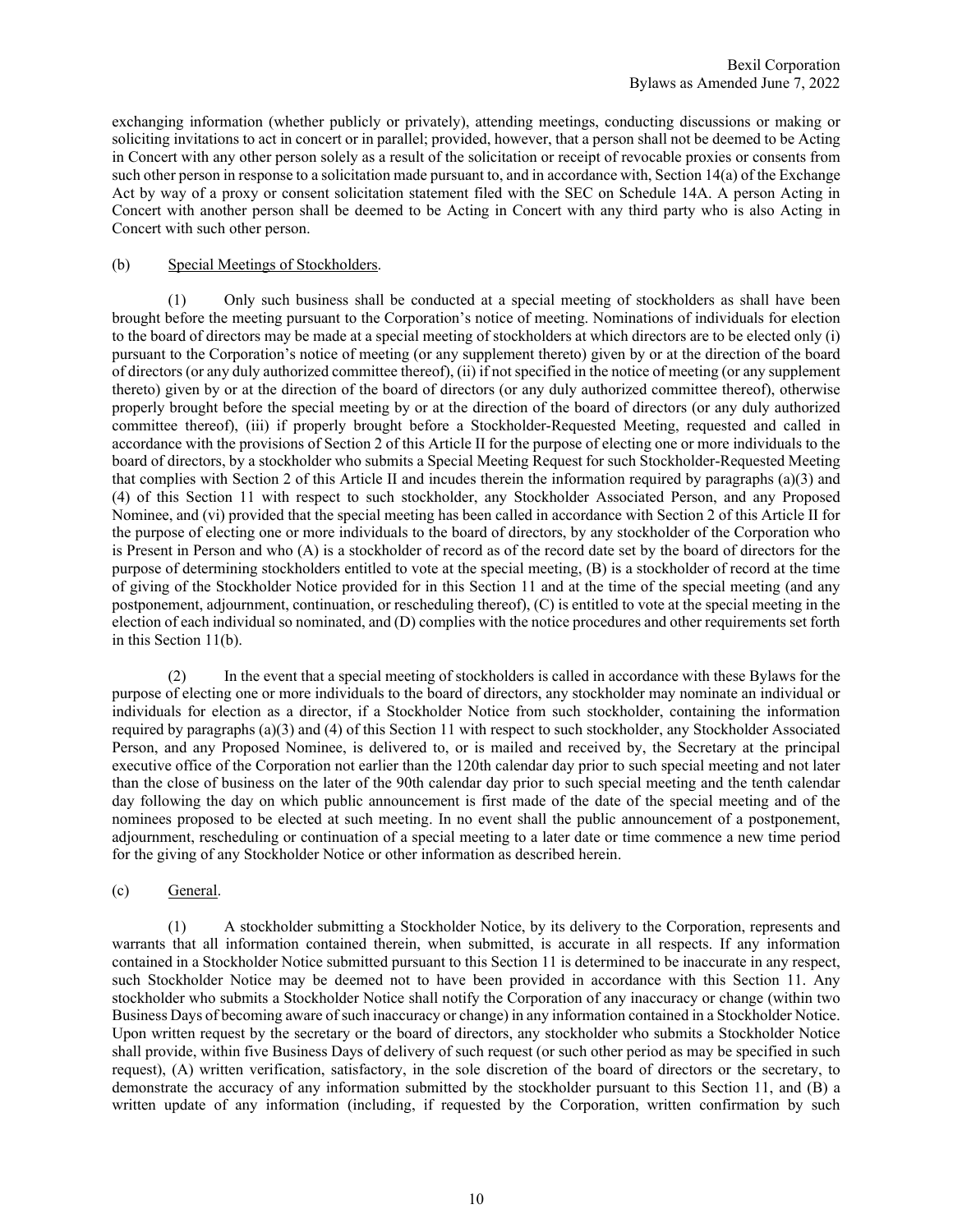exchanging information (whether publicly or privately), attending meetings, conducting discussions or making or soliciting invitations to act in concert or in parallel; provided, however, that a person shall not be deemed to be Acting in Concert with any other person solely as a result of the solicitation or receipt of revocable proxies or consents from such other person in response to a solicitation made pursuant to, and in accordance with, Section 14(a) of the Exchange Act by way of a proxy or consent solicitation statement filed with the SEC on Schedule 14A. A person Acting in Concert with another person shall be deemed to be Acting in Concert with any third party who is also Acting in Concert with such other person.

(b) Special Meetings of Stockholders.

(1) Only such business shall be conducted at a special meeting of stockholders as shall have been brought before the meeting pursuant to the Corporation's notice of meeting. Nominations of individuals for election to the board of directors may be made at a special meeting of stockholders at which directors are to be elected only (i) pursuant to the Corporation's notice of meeting (or any supplement thereto) given by or at the direction of the board of directors (or any duly authorized committee thereof), (ii) if not specified in the notice of meeting (or any supplement thereto) given by or at the direction of the board of directors (or any duly authorized committee thereof), otherwise properly brought before the special meeting by or at the direction of the board of directors (or any duly authorized committee thereof), (iii) if properly brought before a Stockholder-Requested Meeting, requested and called in accordance with the provisions of Section 2 of this Article II for the purpose of electing one or more individuals to the board of directors, by a stockholder who submits a Special Meeting Request for such Stockholder-Requested Meeting that complies with Section 2 of this Article II and incudes therein the information required by paragraphs (a)(3) and (4) of this Section 11 with respect to such stockholder, any Stockholder Associated Person, and any Proposed Nominee, and (vi) provided that the special meeting has been called in accordance with Section 2 of this Article II for the purpose of electing one or more individuals to the board of directors, by any stockholder of the Corporation who is Present in Person and who (A) is a stockholder of record as of the record date set by the board of directors for the purpose of determining stockholders entitled to vote at the special meeting, (B) is a stockholder of record at the time of giving of the Stockholder Notice provided for in this Section 11 and at the time of the special meeting (and any postponement, adjournment, continuation, or rescheduling thereof), (C) is entitled to vote at the special meeting in the election of each individual so nominated, and (D) complies with the notice procedures and other requirements set forth in this Section 11(b).

(2) In the event that a special meeting of stockholders is called in accordance with these Bylaws for the purpose of electing one or more individuals to the board of directors, any stockholder may nominate an individual or individuals for election as a director, if a Stockholder Notice from such stockholder, containing the information required by paragraphs (a)(3) and (4) of this Section 11 with respect to such stockholder, any Stockholder Associated Person, and any Proposed Nominee, is delivered to, or is mailed and received by, the Secretary at the principal executive office of the Corporation not earlier than the 120th calendar day prior to such special meeting and not later than the close of business on the later of the 90th calendar day prior to such special meeting and the tenth calendar day following the day on which public announcement is first made of the date of the special meeting and of the nominees proposed to be elected at such meeting. In no event shall the public announcement of a postponement, adjournment, rescheduling or continuation of a special meeting to a later date or time commence a new time period for the giving of any Stockholder Notice or other information as described herein.

(c) General.

(1) A stockholder submitting a Stockholder Notice, by its delivery to the Corporation, represents and warrants that all information contained therein, when submitted, is accurate in all respects. If any information contained in a Stockholder Notice submitted pursuant to this Section 11 is determined to be inaccurate in any respect, such Stockholder Notice may be deemed not to have been provided in accordance with this Section 11. Any stockholder who submits a Stockholder Notice shall notify the Corporation of any inaccuracy or change (within two Business Days of becoming aware of such inaccuracy or change) in any information contained in a Stockholder Notice. Upon written request by the secretary or the board of directors, any stockholder who submits a Stockholder Notice shall provide, within five Business Days of delivery of such request (or such other period as may be specified in such request), (A) written verification, satisfactory, in the sole discretion of the board of directors or the secretary, to demonstrate the accuracy of any information submitted by the stockholder pursuant to this Section 11, and (B) a written update of any information (including, if requested by the Corporation, written confirmation by such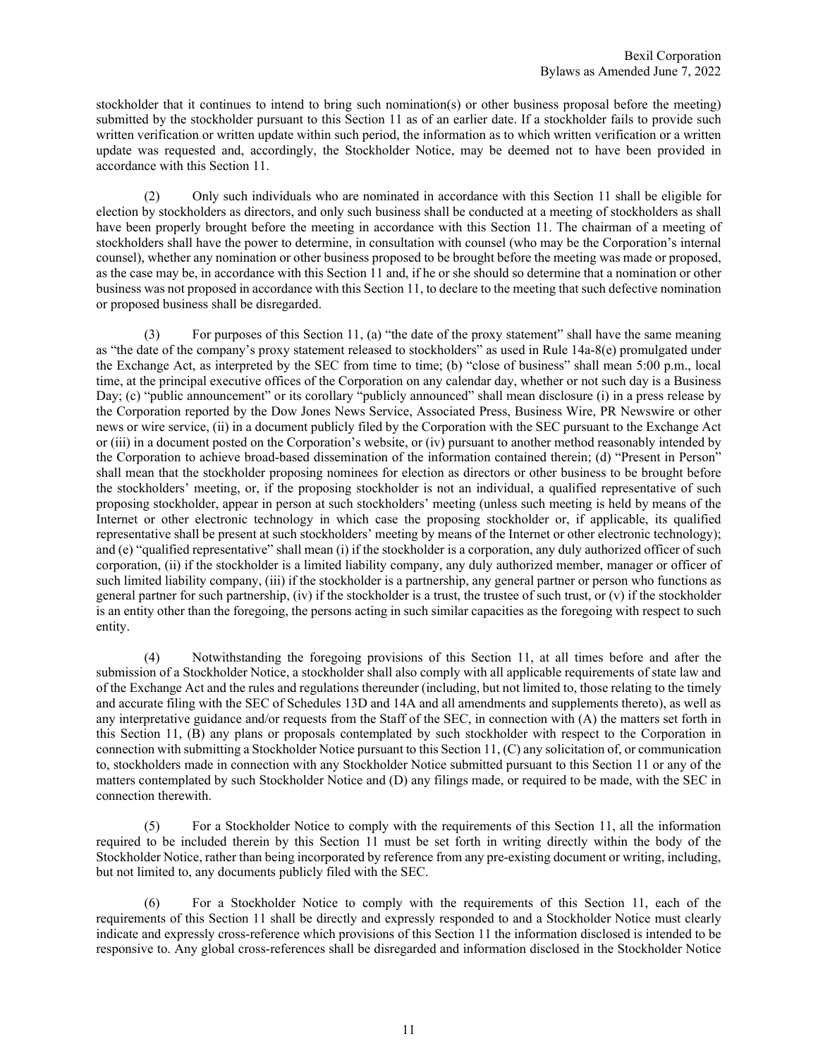stockholder that it continues to intend to bring such nomination(s) or other business proposal before the meeting) submitted by the stockholder pursuant to this Section 11 as of an earlier date. If a stockholder fails to provide such written verification or written update within such period, the information as to which written verification or a written update was requested and, accordingly, the Stockholder Notice, may be deemed not to have been provided in accordance with this Section 11.

(2) Only such individuals who are nominated in accordance with this Section 11 shall be eligible for election by stockholders as directors, and only such business shall be conducted at a meeting of stockholders as shall have been properly brought before the meeting in accordance with this Section 11. The chairman of a meeting of stockholders shall have the power to determine, in consultation with counsel (who may be the Corporation's internal counsel), whether any nomination or other business proposed to be brought before the meeting was made or proposed, as the case may be, in accordance with this Section 11 and, if he or she should so determine that a nomination or other business was not proposed in accordance with this Section 11, to declare to the meeting that such defective nomination or proposed business shall be disregarded.

(3) For purposes of this Section 11, (a) "the date of the proxy statement" shall have the same meaning as "the date of the company's proxy statement released to stockholders" as used in Rule 14a-8(e) promulgated under the Exchange Act, as interpreted by the SEC from time to time; (b) "close of business" shall mean 5:00 p.m., local time, at the principal executive offices of the Corporation on any calendar day, whether or not such day is a Business Day; (c) "public announcement" or its corollary "publicly announced" shall mean disclosure (i) in a press release by the Corporation reported by the Dow Jones News Service, Associated Press, Business Wire, PR Newswire or other news or wire service, (ii) in a document publicly filed by the Corporation with the SEC pursuant to the Exchange Act or (iii) in a document posted on the Corporation's website, or (iv) pursuant to another method reasonably intended by the Corporation to achieve broad-based dissemination of the information contained therein; (d) "Present in Person" shall mean that the stockholder proposing nominees for election as directors or other business to be brought before the stockholders' meeting, or, if the proposing stockholder is not an individual, a qualified representative of such proposing stockholder, appear in person at such stockholders' meeting (unless such meeting is held by means of the Internet or other electronic technology in which case the proposing stockholder or, if applicable, its qualified representative shall be present at such stockholders' meeting by means of the Internet or other electronic technology); and (e) "qualified representative" shall mean (i) if the stockholder is a corporation, any duly authorized officer of such corporation, (ii) if the stockholder is a limited liability company, any duly authorized member, manager or officer of such limited liability company, (iii) if the stockholder is a partnership, any general partner or person who functions as general partner for such partnership, (iv) if the stockholder is a trust, the trustee of such trust, or (v) if the stockholder is an entity other than the foregoing, the persons acting in such similar capacities as the foregoing with respect to such entity.

(4) Notwithstanding the foregoing provisions of this Section 11, at all times before and after the submission of a Stockholder Notice, a stockholder shall also comply with all applicable requirements of state law and of the Exchange Act and the rules and regulations thereunder (including, but not limited to, those relating to the timely and accurate filing with the SEC of Schedules 13D and 14A and all amendments and supplements thereto), as well as any interpretative guidance and/or requests from the Staff of the SEC, in connection with (A) the matters set forth in this Section 11, (B) any plans or proposals contemplated by such stockholder with respect to the Corporation in connection with submitting a Stockholder Notice pursuant to this Section 11, (C) any solicitation of, or communication to, stockholders made in connection with any Stockholder Notice submitted pursuant to this Section 11 or any of the matters contemplated by such Stockholder Notice and (D) any filings made, or required to be made, with the SEC in connection therewith.

(5) For a Stockholder Notice to comply with the requirements of this Section 11, all the information required to be included therein by this Section 11 must be set forth in writing directly within the body of the Stockholder Notice, rather than being incorporated by reference from any pre-existing document or writing, including, but not limited to, any documents publicly filed with the SEC.

(6) For a Stockholder Notice to comply with the requirements of this Section 11, each of the requirements of this Section 11 shall be directly and expressly responded to and a Stockholder Notice must clearly indicate and expressly cross-reference which provisions of this Section 11 the information disclosed is intended to be responsive to. Any global cross-references shall be disregarded and information disclosed in the Stockholder Notice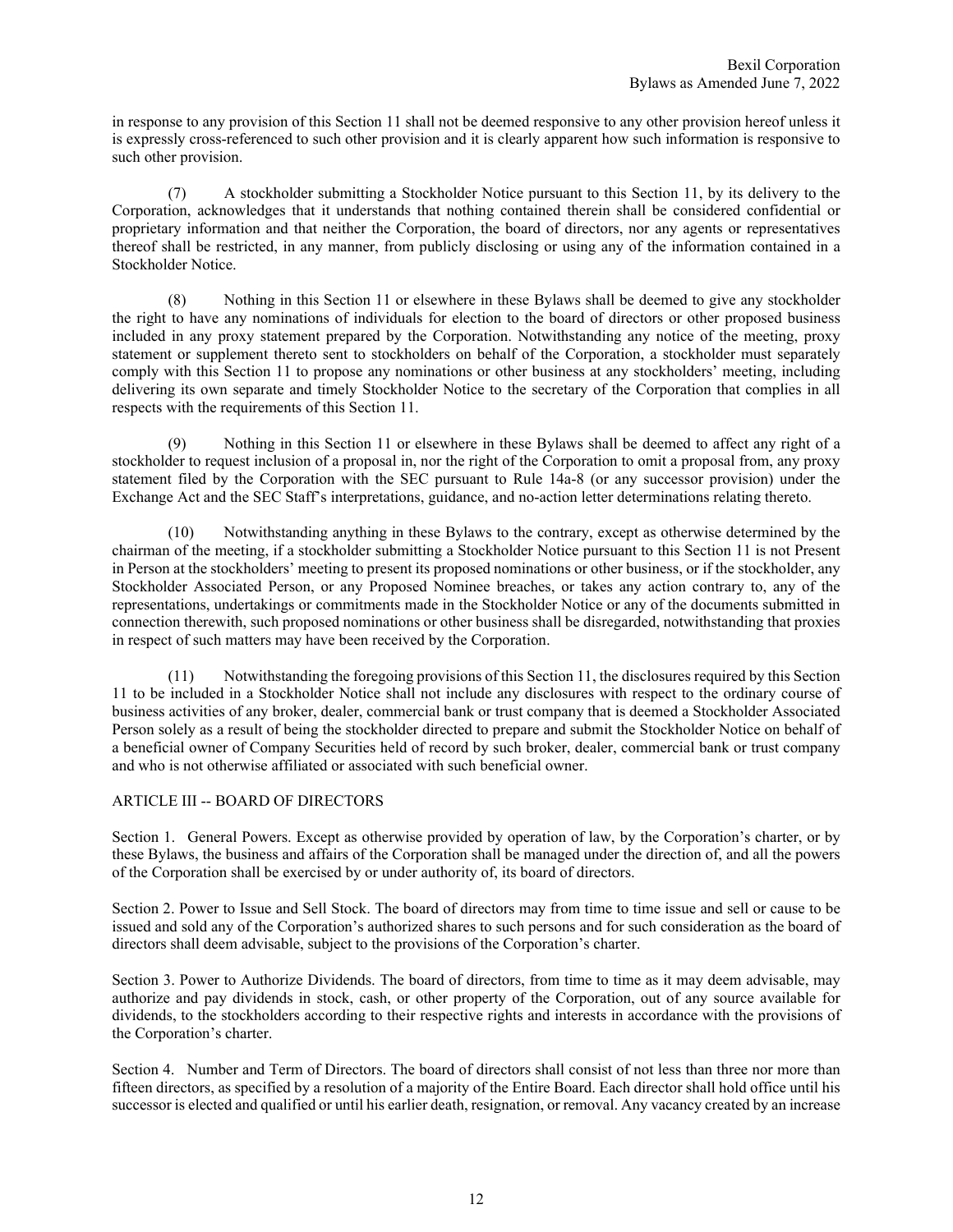in response to any provision of this Section 11 shall not be deemed responsive to any other provision hereof unless it is expressly cross-referenced to such other provision and it is clearly apparent how such information is responsive to such other provision.

(7) A stockholder submitting a Stockholder Notice pursuant to this Section 11, by its delivery to the Corporation, acknowledges that it understands that nothing contained therein shall be considered confidential or proprietary information and that neither the Corporation, the board of directors, nor any agents or representatives thereof shall be restricted, in any manner, from publicly disclosing or using any of the information contained in a Stockholder Notice.

(8) Nothing in this Section 11 or elsewhere in these Bylaws shall be deemed to give any stockholder the right to have any nominations of individuals for election to the board of directors or other proposed business included in any proxy statement prepared by the Corporation. Notwithstanding any notice of the meeting, proxy statement or supplement thereto sent to stockholders on behalf of the Corporation, a stockholder must separately comply with this Section 11 to propose any nominations or other business at any stockholders' meeting, including delivering its own separate and timely Stockholder Notice to the secretary of the Corporation that complies in all respects with the requirements of this Section 11.

(9) Nothing in this Section 11 or elsewhere in these Bylaws shall be deemed to affect any right of a stockholder to request inclusion of a proposal in, nor the right of the Corporation to omit a proposal from, any proxy statement filed by the Corporation with the SEC pursuant to Rule 14a-8 (or any successor provision) under the Exchange Act and the SEC Staff's interpretations, guidance, and no-action letter determinations relating thereto.

(10) Notwithstanding anything in these Bylaws to the contrary, except as otherwise determined by the chairman of the meeting, if a stockholder submitting a Stockholder Notice pursuant to this Section 11 is not Present in Person at the stockholders' meeting to present its proposed nominations or other business, or if the stockholder, any Stockholder Associated Person, or any Proposed Nominee breaches, or takes any action contrary to, any of the representations, undertakings or commitments made in the Stockholder Notice or any of the documents submitted in connection therewith, such proposed nominations or other business shall be disregarded, notwithstanding that proxies in respect of such matters may have been received by the Corporation.

(11) Notwithstanding the foregoing provisions of this Section 11, the disclosures required by this Section 11 to be included in a Stockholder Notice shall not include any disclosures with respect to the ordinary course of business activities of any broker, dealer, commercial bank or trust company that is deemed a Stockholder Associated Person solely as a result of being the stockholder directed to prepare and submit the Stockholder Notice on behalf of a beneficial owner of Company Securities held of record by such broker, dealer, commercial bank or trust company and who is not otherwise affiliated or associated with such beneficial owner.

## ARTICLE III -- BOARD OF DIRECTORS

Section 1. General Powers. Except as otherwise provided by operation of law, by the Corporation's charter, or by these Bylaws, the business and affairs of the Corporation shall be managed under the direction of, and all the powers of the Corporation shall be exercised by or under authority of, its board of directors.

Section 2. Power to Issue and Sell Stock. The board of directors may from time to time issue and sell or cause to be issued and sold any of the Corporation's authorized shares to such persons and for such consideration as the board of directors shall deem advisable, subject to the provisions of the Corporation's charter.

Section 3. Power to Authorize Dividends. The board of directors, from time to time as it may deem advisable, may authorize and pay dividends in stock, cash, or other property of the Corporation, out of any source available for dividends, to the stockholders according to their respective rights and interests in accordance with the provisions of the Corporation's charter.

Section 4. Number and Term of Directors. The board of directors shall consist of not less than three nor more than fifteen directors, as specified by a resolution of a majority of the Entire Board. Each director shall hold office until his successor is elected and qualified or until his earlier death, resignation, or removal. Any vacancy created by an increase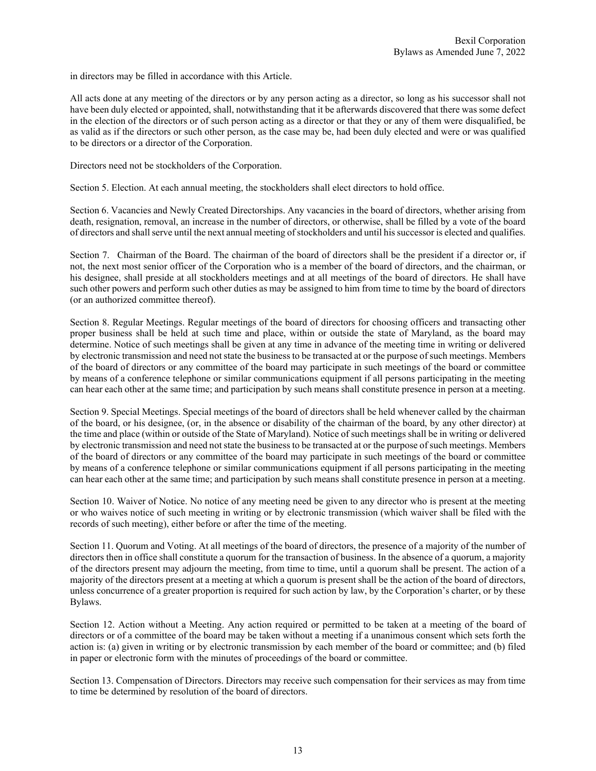in directors may be filled in accordance with this Article.

All acts done at any meeting of the directors or by any person acting as a director, so long as his successor shall not have been duly elected or appointed, shall, notwithstanding that it be afterwards discovered that there was some defect in the election of the directors or of such person acting as a director or that they or any of them were disqualified, be as valid as if the directors or such other person, as the case may be, had been duly elected and were or was qualified to be directors or a director of the Corporation.

Directors need not be stockholders of the Corporation.

Section 5. Election. At each annual meeting, the stockholders shall elect directors to hold office.

Section 6. Vacancies and Newly Created Directorships. Any vacancies in the board of directors, whether arising from death, resignation, removal, an increase in the number of directors, or otherwise, shall be filled by a vote of the board of directors and shall serve until the next annual meeting of stockholders and until his successor is elected and qualifies.

Section 7. Chairman of the Board. The chairman of the board of directors shall be the president if a director or, if not, the next most senior officer of the Corporation who is a member of the board of directors, and the chairman, or his designee, shall preside at all stockholders meetings and at all meetings of the board of directors. He shall have such other powers and perform such other duties as may be assigned to him from time to time by the board of directors (or an authorized committee thereof).

Section 8. Regular Meetings. Regular meetings of the board of directors for choosing officers and transacting other proper business shall be held at such time and place, within or outside the state of Maryland, as the board may determine. Notice of such meetings shall be given at any time in advance of the meeting time in writing or delivered by electronic transmission and need not state the business to be transacted at or the purpose of such meetings. Members of the board of directors or any committee of the board may participate in such meetings of the board or committee by means of a conference telephone or similar communications equipment if all persons participating in the meeting can hear each other at the same time; and participation by such means shall constitute presence in person at a meeting.

Section 9. Special Meetings. Special meetings of the board of directors shall be held whenever called by the chairman of the board, or his designee, (or, in the absence or disability of the chairman of the board, by any other director) at the time and place (within or outside of the State of Maryland). Notice of such meetings shall be in writing or delivered by electronic transmission and need not state the business to be transacted at or the purpose of such meetings. Members of the board of directors or any committee of the board may participate in such meetings of the board or committee by means of a conference telephone or similar communications equipment if all persons participating in the meeting can hear each other at the same time; and participation by such means shall constitute presence in person at a meeting.

Section 10. Waiver of Notice. No notice of any meeting need be given to any director who is present at the meeting or who waives notice of such meeting in writing or by electronic transmission (which waiver shall be filed with the records of such meeting), either before or after the time of the meeting.

Section 11. Quorum and Voting. At all meetings of the board of directors, the presence of a majority of the number of directors then in office shall constitute a quorum for the transaction of business. In the absence of a quorum, a majority of the directors present may adjourn the meeting, from time to time, until a quorum shall be present. The action of a majority of the directors present at a meeting at which a quorum is present shall be the action of the board of directors, unless concurrence of a greater proportion is required for such action by law, by the Corporation's charter, or by these Bylaws.

Section 12. Action without a Meeting. Any action required or permitted to be taken at a meeting of the board of directors or of a committee of the board may be taken without a meeting if a unanimous consent which sets forth the action is: (a) given in writing or by electronic transmission by each member of the board or committee; and (b) filed in paper or electronic form with the minutes of proceedings of the board or committee.

Section 13. Compensation of Directors. Directors may receive such compensation for their services as may from time to time be determined by resolution of the board of directors.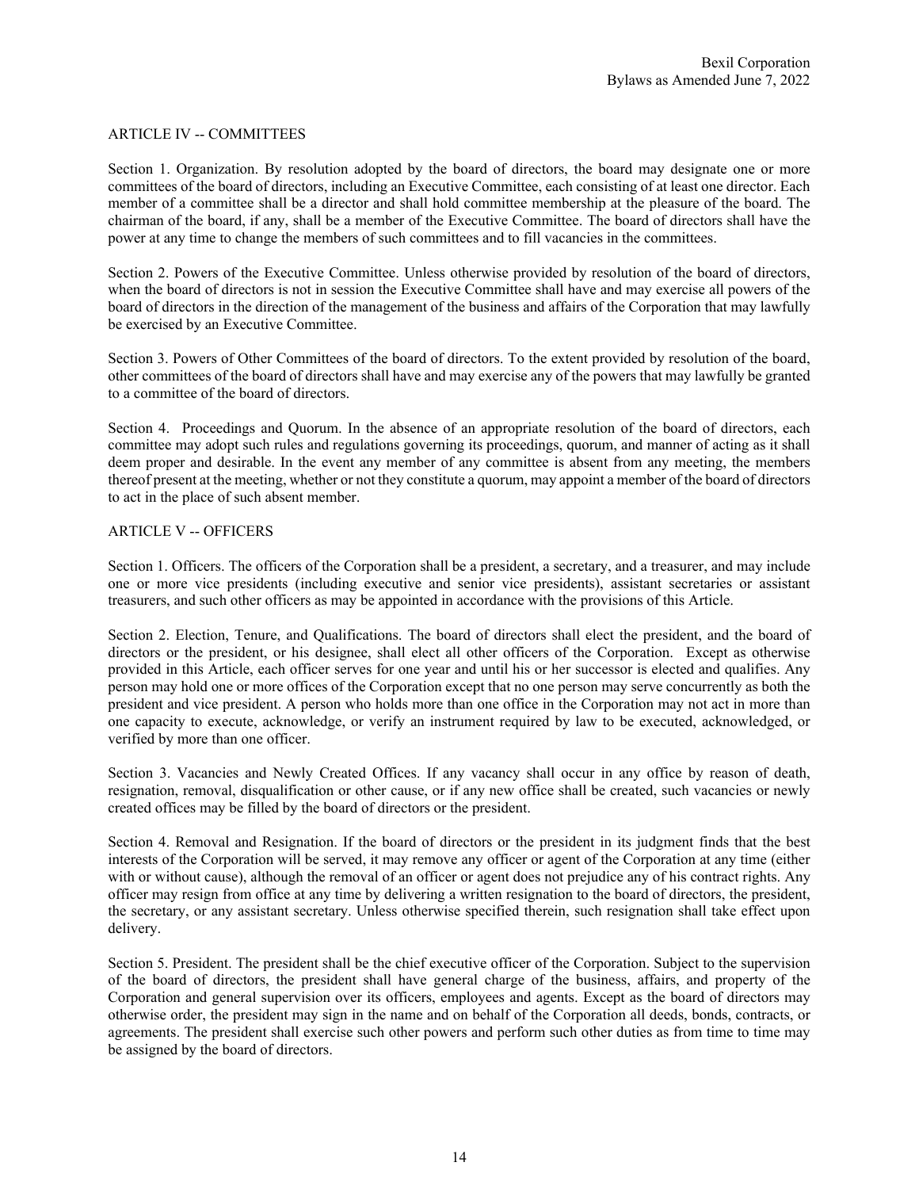## ARTICLE IV -- COMMITTEES

Section 1. Organization. By resolution adopted by the board of directors, the board may designate one or more committees of the board of directors, including an Executive Committee, each consisting of at least one director. Each member of a committee shall be a director and shall hold committee membership at the pleasure of the board. The chairman of the board, if any, shall be a member of the Executive Committee. The board of directors shall have the power at any time to change the members of such committees and to fill vacancies in the committees.

Section 2. Powers of the Executive Committee. Unless otherwise provided by resolution of the board of directors, when the board of directors is not in session the Executive Committee shall have and may exercise all powers of the board of directors in the direction of the management of the business and affairs of the Corporation that may lawfully be exercised by an Executive Committee.

Section 3. Powers of Other Committees of the board of directors. To the extent provided by resolution of the board, other committees of the board of directors shall have and may exercise any of the powers that may lawfully be granted to a committee of the board of directors.

Section 4. Proceedings and Quorum. In the absence of an appropriate resolution of the board of directors, each committee may adopt such rules and regulations governing its proceedings, quorum, and manner of acting as it shall deem proper and desirable. In the event any member of any committee is absent from any meeting, the members thereof present at the meeting, whether or not they constitute a quorum, may appoint a member of the board of directors to act in the place of such absent member.

## ARTICLE V -- OFFICERS

Section 1. Officers. The officers of the Corporation shall be a president, a secretary, and a treasurer, and may include one or more vice presidents (including executive and senior vice presidents), assistant secretaries or assistant treasurers, and such other officers as may be appointed in accordance with the provisions of this Article.

Section 2. Election, Tenure, and Qualifications. The board of directors shall elect the president, and the board of directors or the president, or his designee, shall elect all other officers of the Corporation. Except as otherwise provided in this Article, each officer serves for one year and until his or her successor is elected and qualifies. Any person may hold one or more offices of the Corporation except that no one person may serve concurrently as both the president and vice president. A person who holds more than one office in the Corporation may not act in more than one capacity to execute, acknowledge, or verify an instrument required by law to be executed, acknowledged, or verified by more than one officer.

Section 3. Vacancies and Newly Created Offices. If any vacancy shall occur in any office by reason of death, resignation, removal, disqualification or other cause, or if any new office shall be created, such vacancies or newly created offices may be filled by the board of directors or the president.

Section 4. Removal and Resignation. If the board of directors or the president in its judgment finds that the best interests of the Corporation will be served, it may remove any officer or agent of the Corporation at any time (either with or without cause), although the removal of an officer or agent does not prejudice any of his contract rights. Any officer may resign from office at any time by delivering a written resignation to the board of directors, the president, the secretary, or any assistant secretary. Unless otherwise specified therein, such resignation shall take effect upon delivery.

Section 5. President. The president shall be the chief executive officer of the Corporation. Subject to the supervision of the board of directors, the president shall have general charge of the business, affairs, and property of the Corporation and general supervision over its officers, employees and agents. Except as the board of directors may otherwise order, the president may sign in the name and on behalf of the Corporation all deeds, bonds, contracts, or agreements. The president shall exercise such other powers and perform such other duties as from time to time may be assigned by the board of directors.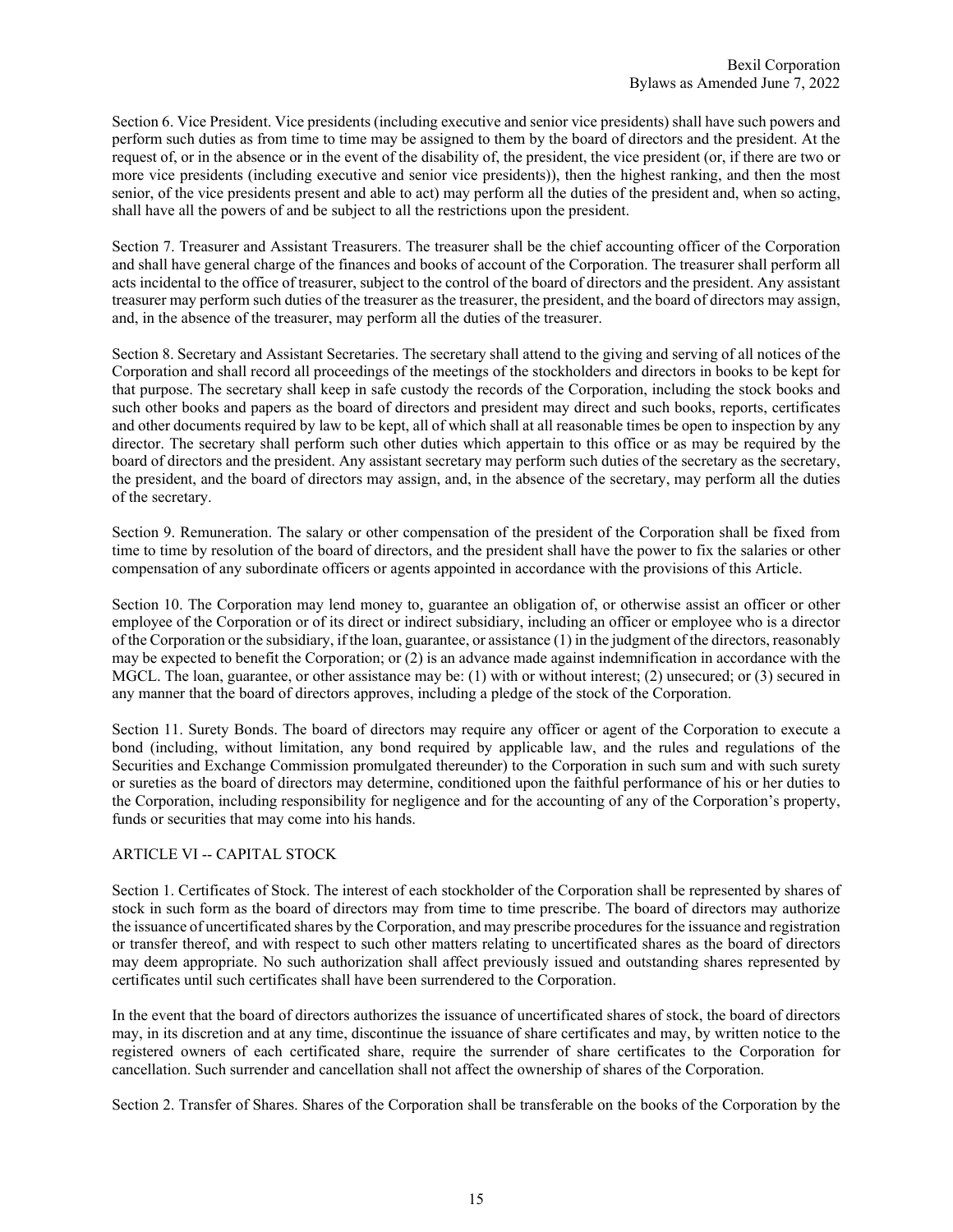Section 6. Vice President. Vice presidents (including executive and senior vice presidents) shall have such powers and perform such duties as from time to time may be assigned to them by the board of directors and the president. At the request of, or in the absence or in the event of the disability of, the president, the vice president (or, if there are two or more vice presidents (including executive and senior vice presidents)), then the highest ranking, and then the most senior, of the vice presidents present and able to act) may perform all the duties of the president and, when so acting, shall have all the powers of and be subject to all the restrictions upon the president.

Section 7. Treasurer and Assistant Treasurers. The treasurer shall be the chief accounting officer of the Corporation and shall have general charge of the finances and books of account of the Corporation. The treasurer shall perform all acts incidental to the office of treasurer, subject to the control of the board of directors and the president. Any assistant treasurer may perform such duties of the treasurer as the treasurer, the president, and the board of directors may assign, and, in the absence of the treasurer, may perform all the duties of the treasurer.

Section 8. Secretary and Assistant Secretaries. The secretary shall attend to the giving and serving of all notices of the Corporation and shall record all proceedings of the meetings of the stockholders and directors in books to be kept for that purpose. The secretary shall keep in safe custody the records of the Corporation, including the stock books and such other books and papers as the board of directors and president may direct and such books, reports, certificates and other documents required by law to be kept, all of which shall at all reasonable times be open to inspection by any director. The secretary shall perform such other duties which appertain to this office or as may be required by the board of directors and the president. Any assistant secretary may perform such duties of the secretary as the secretary, the president, and the board of directors may assign, and, in the absence of the secretary, may perform all the duties of the secretary.

Section 9. Remuneration. The salary or other compensation of the president of the Corporation shall be fixed from time to time by resolution of the board of directors, and the president shall have the power to fix the salaries or other compensation of any subordinate officers or agents appointed in accordance with the provisions of this Article.

Section 10. The Corporation may lend money to, guarantee an obligation of, or otherwise assist an officer or other employee of the Corporation or of its direct or indirect subsidiary, including an officer or employee who is a director of the Corporation or the subsidiary, if the loan, guarantee, or assistance (1) in the judgment of the directors, reasonably may be expected to benefit the Corporation; or (2) is an advance made against indemnification in accordance with the MGCL. The loan, guarantee, or other assistance may be: (1) with or without interest; (2) unsecured; or (3) secured in any manner that the board of directors approves, including a pledge of the stock of the Corporation.

Section 11. Surety Bonds. The board of directors may require any officer or agent of the Corporation to execute a bond (including, without limitation, any bond required by applicable law, and the rules and regulations of the Securities and Exchange Commission promulgated thereunder) to the Corporation in such sum and with such surety or sureties as the board of directors may determine, conditioned upon the faithful performance of his or her duties to the Corporation, including responsibility for negligence and for the accounting of any of the Corporation's property, funds or securities that may come into his hands.

## ARTICLE VI -- CAPITAL STOCK

Section 1. Certificates of Stock. The interest of each stockholder of the Corporation shall be represented by shares of stock in such form as the board of directors may from time to time prescribe. The board of directors may authorize the issuance of uncertificated shares by the Corporation, and may prescribe procedures for the issuance and registration or transfer thereof, and with respect to such other matters relating to uncertificated shares as the board of directors may deem appropriate. No such authorization shall affect previously issued and outstanding shares represented by certificates until such certificates shall have been surrendered to the Corporation.

In the event that the board of directors authorizes the issuance of uncertificated shares of stock, the board of directors may, in its discretion and at any time, discontinue the issuance of share certificates and may, by written notice to the registered owners of each certificated share, require the surrender of share certificates to the Corporation for cancellation. Such surrender and cancellation shall not affect the ownership of shares of the Corporation.

Section 2. Transfer of Shares. Shares of the Corporation shall be transferable on the books of the Corporation by the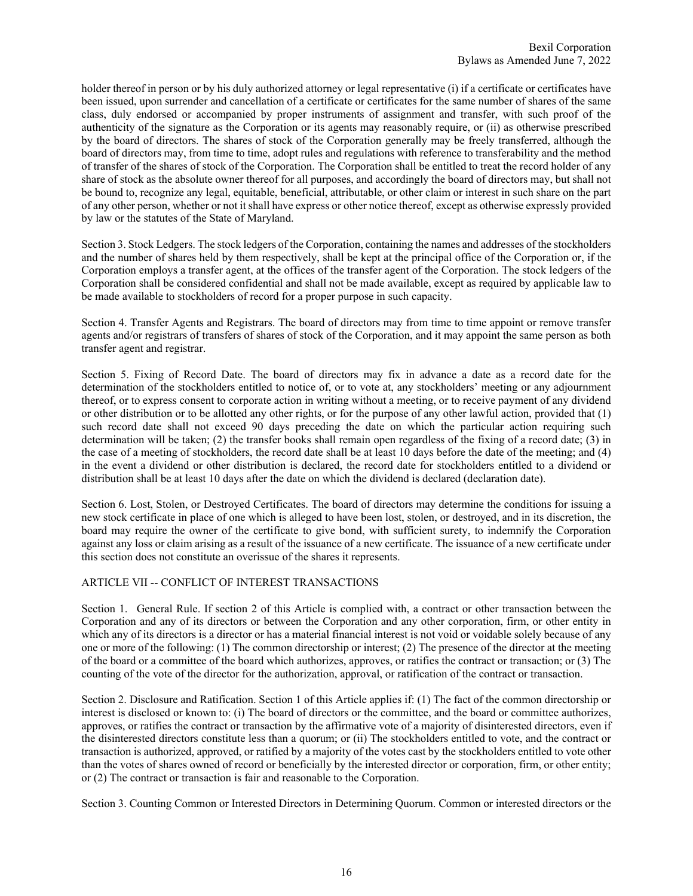holder thereof in person or by his duly authorized attorney or legal representative (i) if a certificate or certificates have been issued, upon surrender and cancellation of a certificate or certificates for the same number of shares of the same class, duly endorsed or accompanied by proper instruments of assignment and transfer, with such proof of the authenticity of the signature as the Corporation or its agents may reasonably require, or (ii) as otherwise prescribed by the board of directors. The shares of stock of the Corporation generally may be freely transferred, although the board of directors may, from time to time, adopt rules and regulations with reference to transferability and the method of transfer of the shares of stock of the Corporation. The Corporation shall be entitled to treat the record holder of any share of stock as the absolute owner thereof for all purposes, and accordingly the board of directors may, but shall not be bound to, recognize any legal, equitable, beneficial, attributable, or other claim or interest in such share on the part of any other person, whether or not it shall have express or other notice thereof, except as otherwise expressly provided by law or the statutes of the State of Maryland.

Section 3. Stock Ledgers. The stock ledgers of the Corporation, containing the names and addresses of the stockholders and the number of shares held by them respectively, shall be kept at the principal office of the Corporation or, if the Corporation employs a transfer agent, at the offices of the transfer agent of the Corporation. The stock ledgers of the Corporation shall be considered confidential and shall not be made available, except as required by applicable law to be made available to stockholders of record for a proper purpose in such capacity.

Section 4. Transfer Agents and Registrars. The board of directors may from time to time appoint or remove transfer agents and/or registrars of transfers of shares of stock of the Corporation, and it may appoint the same person as both transfer agent and registrar.

Section 5. Fixing of Record Date. The board of directors may fix in advance a date as a record date for the determination of the stockholders entitled to notice of, or to vote at, any stockholders' meeting or any adjournment thereof, or to express consent to corporate action in writing without a meeting, or to receive payment of any dividend or other distribution or to be allotted any other rights, or for the purpose of any other lawful action, provided that (1) such record date shall not exceed 90 days preceding the date on which the particular action requiring such determination will be taken; (2) the transfer books shall remain open regardless of the fixing of a record date; (3) in the case of a meeting of stockholders, the record date shall be at least 10 days before the date of the meeting; and (4) in the event a dividend or other distribution is declared, the record date for stockholders entitled to a dividend or distribution shall be at least 10 days after the date on which the dividend is declared (declaration date).

Section 6. Lost, Stolen, or Destroyed Certificates. The board of directors may determine the conditions for issuing a new stock certificate in place of one which is alleged to have been lost, stolen, or destroyed, and in its discretion, the board may require the owner of the certificate to give bond, with sufficient surety, to indemnify the Corporation against any loss or claim arising as a result of the issuance of a new certificate. The issuance of a new certificate under this section does not constitute an overissue of the shares it represents.

## ARTICLE VII -- CONFLICT OF INTEREST TRANSACTIONS

Section 1. General Rule. If section 2 of this Article is complied with, a contract or other transaction between the Corporation and any of its directors or between the Corporation and any other corporation, firm, or other entity in which any of its directors is a director or has a material financial interest is not void or voidable solely because of any one or more of the following: (1) The common directorship or interest; (2) The presence of the director at the meeting of the board or a committee of the board which authorizes, approves, or ratifies the contract or transaction; or (3) The counting of the vote of the director for the authorization, approval, or ratification of the contract or transaction.

Section 2. Disclosure and Ratification. Section 1 of this Article applies if: (1) The fact of the common directorship or interest is disclosed or known to: (i) The board of directors or the committee, and the board or committee authorizes, approves, or ratifies the contract or transaction by the affirmative vote of a majority of disinterested directors, even if the disinterested directors constitute less than a quorum; or (ii) The stockholders entitled to vote, and the contract or transaction is authorized, approved, or ratified by a majority of the votes cast by the stockholders entitled to vote other than the votes of shares owned of record or beneficially by the interested director or corporation, firm, or other entity; or (2) The contract or transaction is fair and reasonable to the Corporation.

Section 3. Counting Common or Interested Directors in Determining Quorum. Common or interested directors or the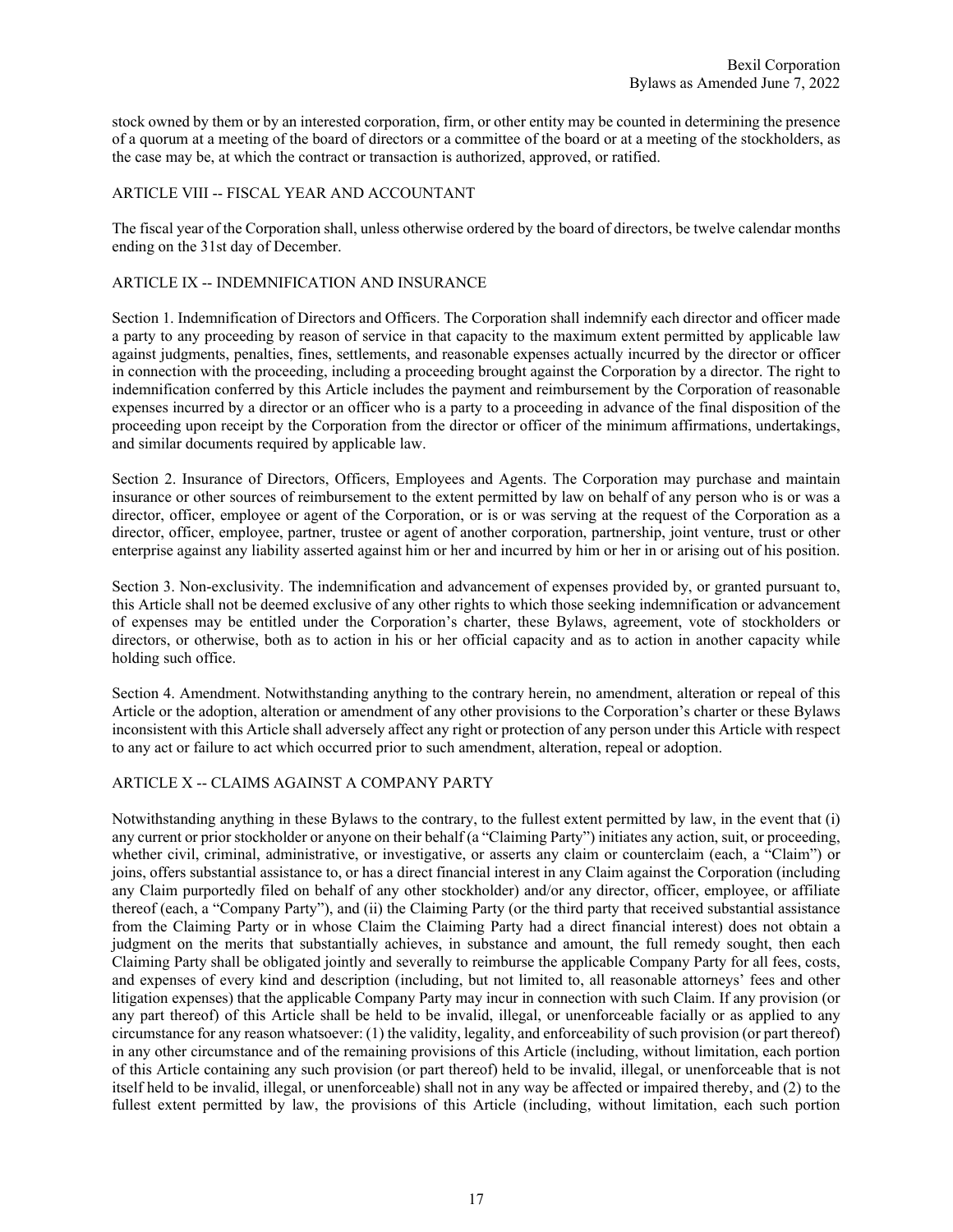stock owned by them or by an interested corporation, firm, or other entity may be counted in determining the presence of a quorum at a meeting of the board of directors or a committee of the board or at a meeting of the stockholders, as the case may be, at which the contract or transaction is authorized, approved, or ratified.

## ARTICLE VIII -- FISCAL YEAR AND ACCOUNTANT

The fiscal year of the Corporation shall, unless otherwise ordered by the board of directors, be twelve calendar months ending on the 31st day of December.

## ARTICLE IX -- INDEMNIFICATION AND INSURANCE

Section 1. Indemnification of Directors and Officers. The Corporation shall indemnify each director and officer made a party to any proceeding by reason of service in that capacity to the maximum extent permitted by applicable law against judgments, penalties, fines, settlements, and reasonable expenses actually incurred by the director or officer in connection with the proceeding, including a proceeding brought against the Corporation by a director. The right to indemnification conferred by this Article includes the payment and reimbursement by the Corporation of reasonable expenses incurred by a director or an officer who is a party to a proceeding in advance of the final disposition of the proceeding upon receipt by the Corporation from the director or officer of the minimum affirmations, undertakings, and similar documents required by applicable law.

Section 2. Insurance of Directors, Officers, Employees and Agents. The Corporation may purchase and maintain insurance or other sources of reimbursement to the extent permitted by law on behalf of any person who is or was a director, officer, employee or agent of the Corporation, or is or was serving at the request of the Corporation as a director, officer, employee, partner, trustee or agent of another corporation, partnership, joint venture, trust or other enterprise against any liability asserted against him or her and incurred by him or her in or arising out of his position.

Section 3. Non-exclusivity. The indemnification and advancement of expenses provided by, or granted pursuant to, this Article shall not be deemed exclusive of any other rights to which those seeking indemnification or advancement of expenses may be entitled under the Corporation's charter, these Bylaws, agreement, vote of stockholders or directors, or otherwise, both as to action in his or her official capacity and as to action in another capacity while holding such office.

Section 4. Amendment. Notwithstanding anything to the contrary herein, no amendment, alteration or repeal of this Article or the adoption, alteration or amendment of any other provisions to the Corporation's charter or these Bylaws inconsistent with this Article shall adversely affect any right or protection of any person under this Article with respect to any act or failure to act which occurred prior to such amendment, alteration, repeal or adoption.

## ARTICLE X -- CLAIMS AGAINST A COMPANY PARTY

Notwithstanding anything in these Bylaws to the contrary, to the fullest extent permitted by law, in the event that (i) any current or prior stockholder or anyone on their behalf (a "Claiming Party") initiates any action, suit, or proceeding, whether civil, criminal, administrative, or investigative, or asserts any claim or counterclaim (each, a "Claim") or joins, offers substantial assistance to, or has a direct financial interest in any Claim against the Corporation (including any Claim purportedly filed on behalf of any other stockholder) and/or any director, officer, employee, or affiliate thereof (each, a "Company Party"), and (ii) the Claiming Party (or the third party that received substantial assistance from the Claiming Party or in whose Claim the Claiming Party had a direct financial interest) does not obtain a judgment on the merits that substantially achieves, in substance and amount, the full remedy sought, then each Claiming Party shall be obligated jointly and severally to reimburse the applicable Company Party for all fees, costs, and expenses of every kind and description (including, but not limited to, all reasonable attorneys' fees and other litigation expenses) that the applicable Company Party may incur in connection with such Claim. If any provision (or any part thereof) of this Article shall be held to be invalid, illegal, or unenforceable facially or as applied to any circumstance for any reason whatsoever: (1) the validity, legality, and enforceability of such provision (or part thereof) in any other circumstance and of the remaining provisions of this Article (including, without limitation, each portion of this Article containing any such provision (or part thereof) held to be invalid, illegal, or unenforceable that is not itself held to be invalid, illegal, or unenforceable) shall not in any way be affected or impaired thereby, and (2) to the fullest extent permitted by law, the provisions of this Article (including, without limitation, each such portion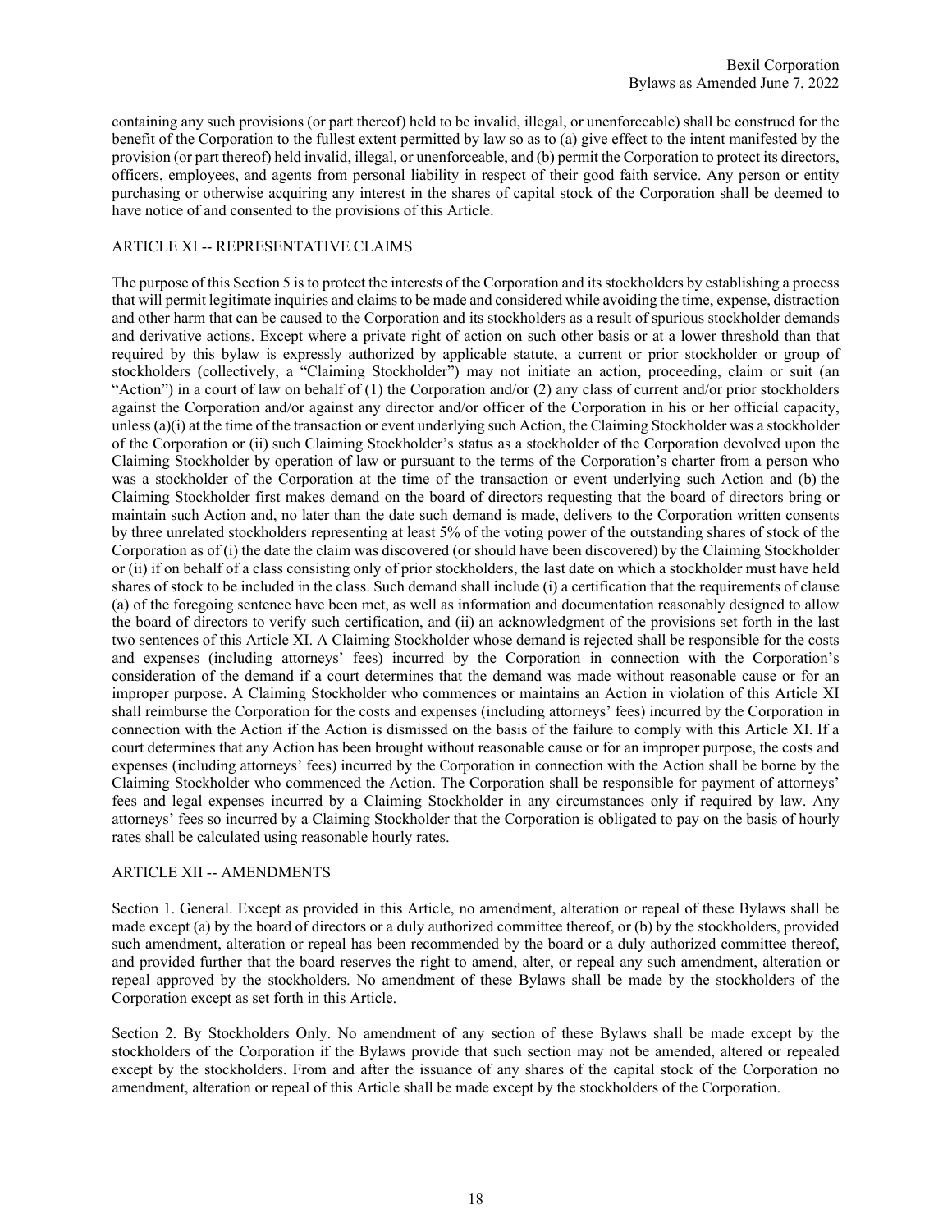containing any such provisions (or part thereof) held to be invalid, illegal, or unenforceable) shall be construed for the benefit of the Corporation to the fullest extent permitted by law so as to (a) give effect to the intent manifested by the provision (or part thereof) held invalid, illegal, or unenforceable, and (b) permit the Corporation to protect its directors, officers, employees, and agents from personal liability in respect of their good faith service. Any person or entity purchasing or otherwise acquiring any interest in the shares of capital stock of the Corporation shall be deemed to have notice of and consented to the provisions of this Article.

## ARTICLE XI -- REPRESENTATIVE CLAIMS

The purpose of this Section 5 is to protect the interests of the Corporation and its stockholders by establishing a process that will permit legitimate inquiries and claims to be made and considered while avoiding the time, expense, distraction and other harm that can be caused to the Corporation and its stockholders as a result of spurious stockholder demands and derivative actions. Except where a private right of action on such other basis or at a lower threshold than that required by this bylaw is expressly authorized by applicable statute, a current or prior stockholder or group of stockholders (collectively, a "Claiming Stockholder") may not initiate an action, proceeding, claim or suit (an "Action") in a court of law on behalf of (1) the Corporation and/or (2) any class of current and/or prior stockholders against the Corporation and/or against any director and/or officer of the Corporation in his or her official capacity, unless (a)(i) at the time of the transaction or event underlying such Action, the Claiming Stockholder was a stockholder of the Corporation or (ii) such Claiming Stockholder's status as a stockholder of the Corporation devolved upon the Claiming Stockholder by operation of law or pursuant to the terms of the Corporation's charter from a person who was a stockholder of the Corporation at the time of the transaction or event underlying such Action and (b) the Claiming Stockholder first makes demand on the board of directors requesting that the board of directors bring or maintain such Action and, no later than the date such demand is made, delivers to the Corporation written consents by three unrelated stockholders representing at least 5% of the voting power of the outstanding shares of stock of the Corporation as of (i) the date the claim was discovered (or should have been discovered) by the Claiming Stockholder or (ii) if on behalf of a class consisting only of prior stockholders, the last date on which a stockholder must have held shares of stock to be included in the class. Such demand shall include (i) a certification that the requirements of clause (a) of the foregoing sentence have been met, as well as information and documentation reasonably designed to allow the board of directors to verify such certification, and (ii) an acknowledgment of the provisions set forth in the last two sentences of this Article XI. A Claiming Stockholder whose demand is rejected shall be responsible for the costs and expenses (including attorneys' fees) incurred by the Corporation in connection with the Corporation's consideration of the demand if a court determines that the demand was made without reasonable cause or for an improper purpose. A Claiming Stockholder who commences or maintains an Action in violation of this Article XI shall reimburse the Corporation for the costs and expenses (including attorneys' fees) incurred by the Corporation in connection with the Action if the Action is dismissed on the basis of the failure to comply with this Article XI. If a court determines that any Action has been brought without reasonable cause or for an improper purpose, the costs and expenses (including attorneys' fees) incurred by the Corporation in connection with the Action shall be borne by the Claiming Stockholder who commenced the Action. The Corporation shall be responsible for payment of attorneys' fees and legal expenses incurred by a Claiming Stockholder in any circumstances only if required by law. Any attorneys' fees so incurred by a Claiming Stockholder that the Corporation is obligated to pay on the basis of hourly rates shall be calculated using reasonable hourly rates.

## ARTICLE XII -- AMENDMENTS

Section 1. General. Except as provided in this Article, no amendment, alteration or repeal of these Bylaws shall be made except (a) by the board of directors or a duly authorized committee thereof, or (b) by the stockholders, provided such amendment, alteration or repeal has been recommended by the board or a duly authorized committee thereof, and provided further that the board reserves the right to amend, alter, or repeal any such amendment, alteration or repeal approved by the stockholders. No amendment of these Bylaws shall be made by the stockholders of the Corporation except as set forth in this Article.

Section 2. By Stockholders Only. No amendment of any section of these Bylaws shall be made except by the stockholders of the Corporation if the Bylaws provide that such section may not be amended, altered or repealed except by the stockholders. From and after the issuance of any shares of the capital stock of the Corporation no amendment, alteration or repeal of this Article shall be made except by the stockholders of the Corporation.